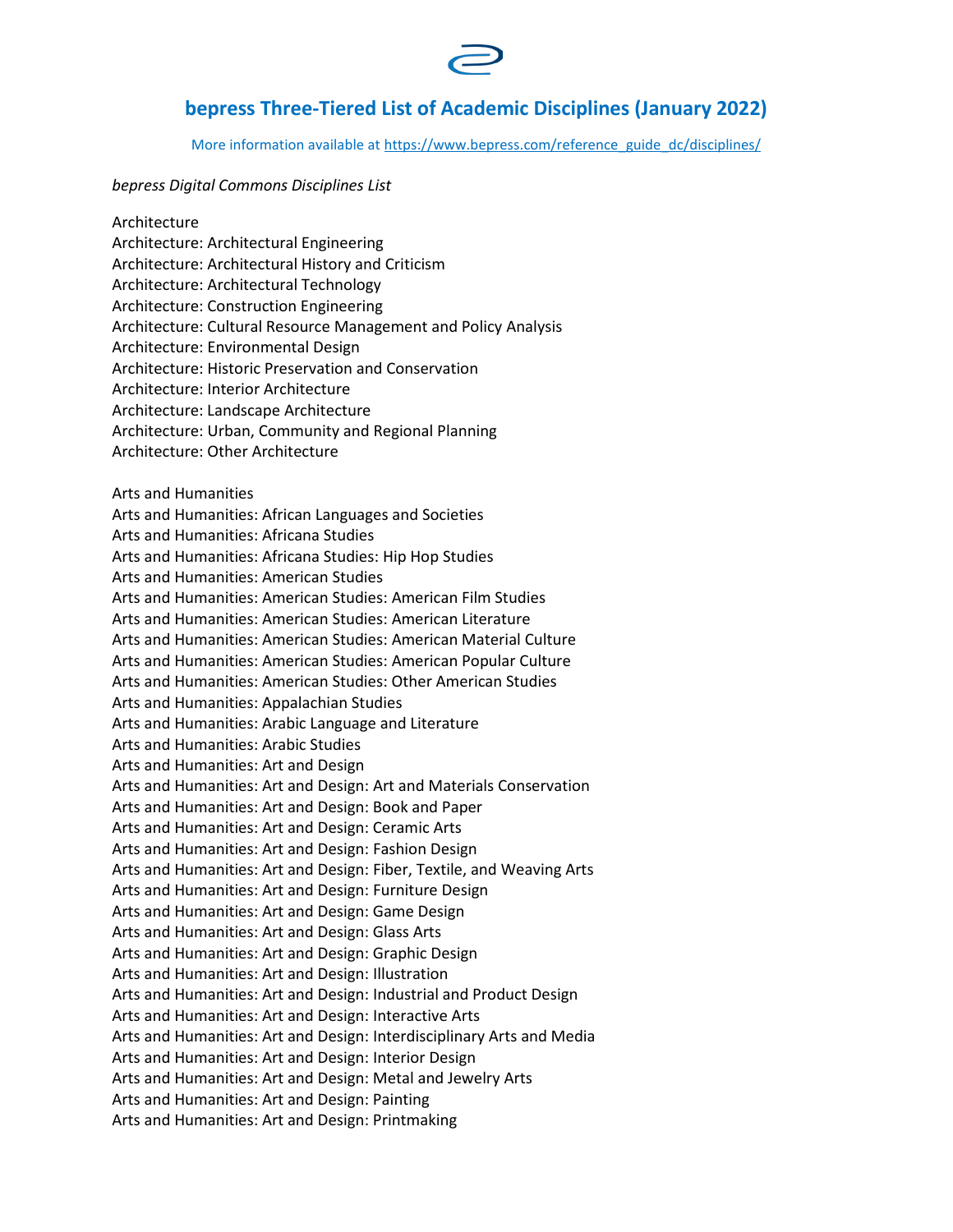# bepress Three-Tiered List of Academic Disciplines (January 2022)

More information available at https://www.bepress.com/reference_guide_dc/disciplines/

*bepress Digital Commons Disciplines List*

Architecture
Architecture: Architectural Engineering
Architecture: Architectural History and Criticism
Architecture: Architectural Technology
Architecture: Construction Engineering
Architecture: Cultural Resource Management and Policy Analysis
Architecture: Environmental Design
Architecture: Historic Preservation and Conservation
Architecture: Interior Architecture
Architecture: Landscape Architecture
Architecture: Urban, Community and Regional Planning
Architecture: Other Architecture

Arts and Humanities
Arts and Humanities: African Languages and Societies
Arts and Humanities: Africana Studies
Arts and Humanities: Africana Studies: Hip Hop Studies
Arts and Humanities: American Studies
Arts and Humanities: American Studies: American Film Studies
Arts and Humanities: American Studies: American Literature
Arts and Humanities: American Studies: American Material Culture
Arts and Humanities: American Studies: American Popular Culture
Arts and Humanities: American Studies: Other American Studies
Arts and Humanities: Appalachian Studies
Arts and Humanities: Arabic Language and Literature
Arts and Humanities: Arabic Studies
Arts and Humanities: Art and Design
Arts and Humanities: Art and Design: Art and Materials Conservation
Arts and Humanities: Art and Design: Book and Paper
Arts and Humanities: Art and Design: Ceramic Arts
Arts and Humanities: Art and Design: Fashion Design
Arts and Humanities: Art and Design: Fiber, Textile, and Weaving Arts
Arts and Humanities: Art and Design: Furniture Design
Arts and Humanities: Art and Design: Game Design
Arts and Humanities: Art and Design: Glass Arts
Arts and Humanities: Art and Design: Graphic Design
Arts and Humanities: Art and Design: Illustration
Arts and Humanities: Art and Design: Industrial and Product Design
Arts and Humanities: Art and Design: Interactive Arts
Arts and Humanities: Art and Design: Interdisciplinary Arts and Media
Arts and Humanities: Art and Design: Interior Design
Arts and Humanities: Art and Design: Metal and Jewelry Arts
Arts and Humanities: Art and Design: Painting
Arts and Humanities: Art and Design: Printmaking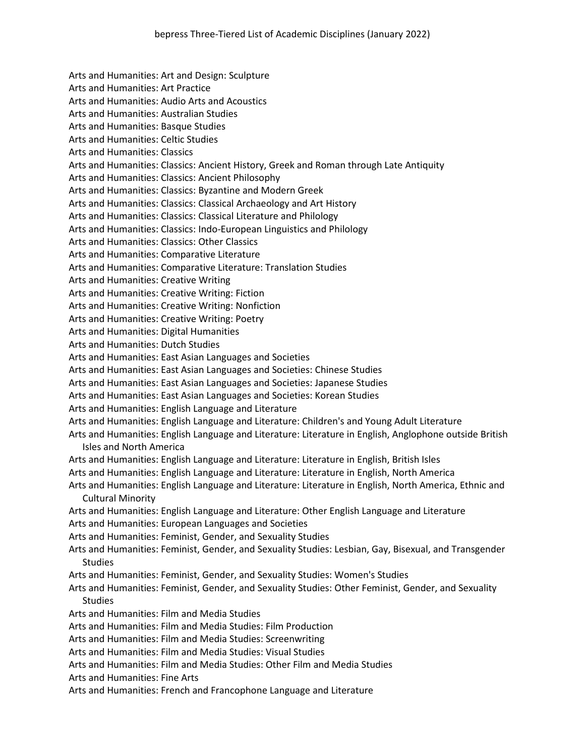Arts and Humanities: Art and Design: Sculpture
Arts and Humanities: Art Practice
Arts and Humanities: Audio Arts and Acoustics
Arts and Humanities: Australian Studies
Arts and Humanities: Basque Studies
Arts and Humanities: Celtic Studies
Arts and Humanities: Classics
Arts and Humanities: Classics: Ancient History, Greek and Roman through Late Antiquity
Arts and Humanities: Classics: Ancient Philosophy
Arts and Humanities: Classics: Byzantine and Modern Greek
Arts and Humanities: Classics: Classical Archaeology and Art History
Arts and Humanities: Classics: Classical Literature and Philology
Arts and Humanities: Classics: Indo-European Linguistics and Philology
Arts and Humanities: Classics: Other Classics
Arts and Humanities: Comparative Literature
Arts and Humanities: Comparative Literature: Translation Studies
Arts and Humanities: Creative Writing
Arts and Humanities: Creative Writing: Fiction
Arts and Humanities: Creative Writing: Nonfiction
Arts and Humanities: Creative Writing: Poetry
Arts and Humanities: Digital Humanities
Arts and Humanities: Dutch Studies
Arts and Humanities: East Asian Languages and Societies
Arts and Humanities: East Asian Languages and Societies: Chinese Studies
Arts and Humanities: East Asian Languages and Societies: Japanese Studies
Arts and Humanities: East Asian Languages and Societies: Korean Studies
Arts and Humanities: English Language and Literature
Arts and Humanities: English Language and Literature: Children's and Young Adult Literature
Arts and Humanities: English Language and Literature: Literature in English, Anglophone outside British Isles and North America
Arts and Humanities: English Language and Literature: Literature in English, British Isles
Arts and Humanities: English Language and Literature: Literature in English, North America
Arts and Humanities: English Language and Literature: Literature in English, North America, Ethnic and Cultural Minority
Arts and Humanities: English Language and Literature: Other English Language and Literature
Arts and Humanities: European Languages and Societies
Arts and Humanities: Feminist, Gender, and Sexuality Studies
Arts and Humanities: Feminist, Gender, and Sexuality Studies: Lesbian, Gay, Bisexual, and Transgender Studies
Arts and Humanities: Feminist, Gender, and Sexuality Studies: Women's Studies
Arts and Humanities: Feminist, Gender, and Sexuality Studies: Other Feminist, Gender, and Sexuality Studies
Arts and Humanities: Film and Media Studies
Arts and Humanities: Film and Media Studies: Film Production
Arts and Humanities: Film and Media Studies: Screenwriting
Arts and Humanities: Film and Media Studies: Visual Studies
Arts and Humanities: Film and Media Studies: Other Film and Media Studies
Arts and Humanities: Fine Arts
Arts and Humanities: French and Francophone Language and Literature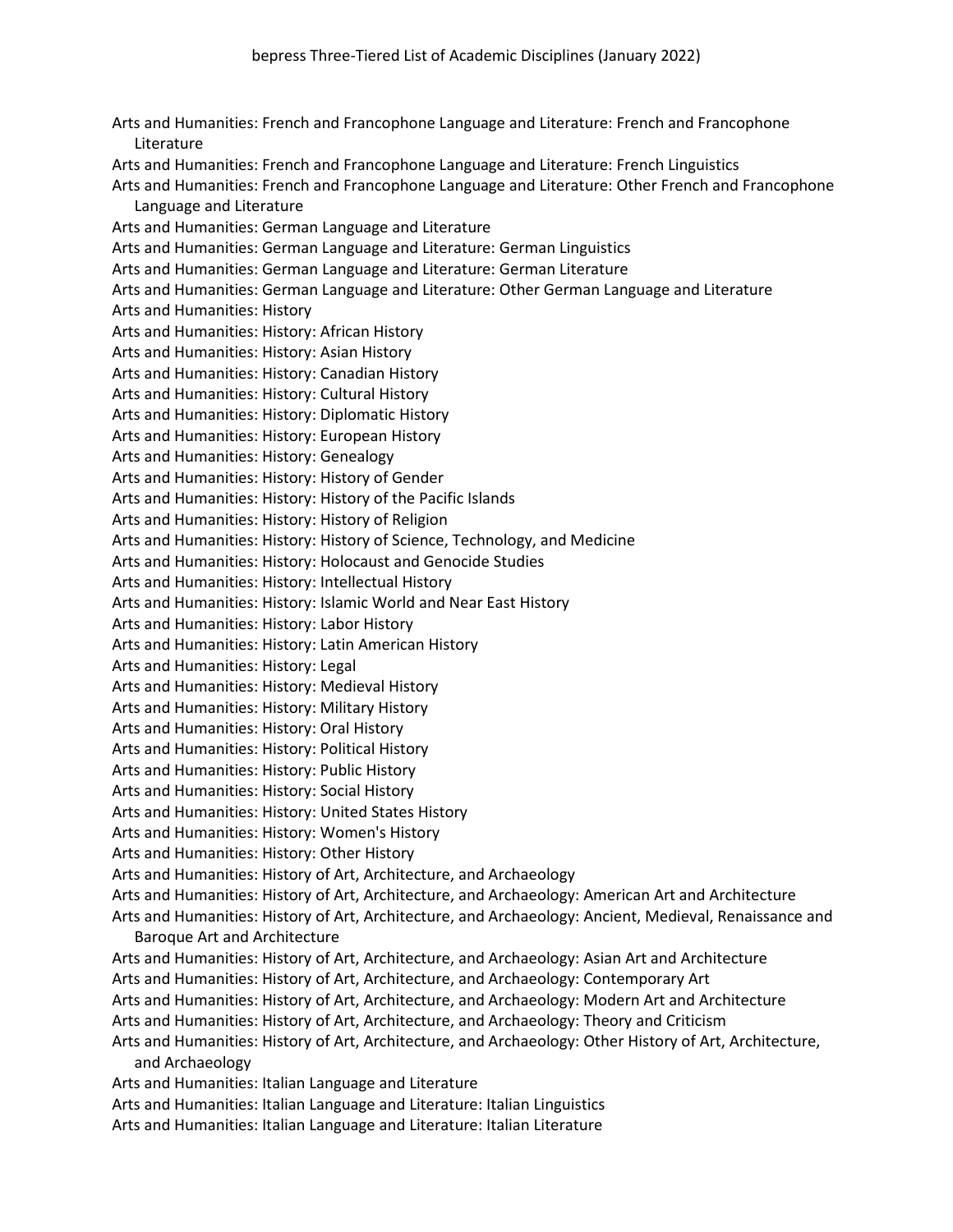Arts and Humanities: French and Francophone Language and Literature: French and Francophone Literature
Arts and Humanities: French and Francophone Language and Literature: French Linguistics
Arts and Humanities: French and Francophone Language and Literature: Other French and Francophone Language and Literature
Arts and Humanities: German Language and Literature
Arts and Humanities: German Language and Literature: German Linguistics
Arts and Humanities: German Language and Literature: German Literature
Arts and Humanities: German Language and Literature: Other German Language and Literature
Arts and Humanities: History
Arts and Humanities: History: African History
Arts and Humanities: History: Asian History
Arts and Humanities: History: Canadian History
Arts and Humanities: History: Cultural History
Arts and Humanities: History: Diplomatic History
Arts and Humanities: History: European History
Arts and Humanities: History: Genealogy
Arts and Humanities: History: History of Gender
Arts and Humanities: History: History of the Pacific Islands
Arts and Humanities: History: History of Religion
Arts and Humanities: History: History of Science, Technology, and Medicine
Arts and Humanities: History: Holocaust and Genocide Studies
Arts and Humanities: History: Intellectual History
Arts and Humanities: History: Islamic World and Near East History
Arts and Humanities: History: Labor History
Arts and Humanities: History: Latin American History
Arts and Humanities: History: Legal
Arts and Humanities: History: Medieval History
Arts and Humanities: History: Military History
Arts and Humanities: History: Oral History
Arts and Humanities: History: Political History
Arts and Humanities: History: Public History
Arts and Humanities: History: Social History
Arts and Humanities: History: United States History
Arts and Humanities: History: Women's History
Arts and Humanities: History: Other History
Arts and Humanities: History of Art, Architecture, and Archaeology
Arts and Humanities: History of Art, Architecture, and Archaeology: American Art and Architecture
Arts and Humanities: History of Art, Architecture, and Archaeology: Ancient, Medieval, Renaissance and Baroque Art and Architecture
Arts and Humanities: History of Art, Architecture, and Archaeology: Asian Art and Architecture
Arts and Humanities: History of Art, Architecture, and Archaeology: Contemporary Art
Arts and Humanities: History of Art, Architecture, and Archaeology: Modern Art and Architecture
Arts and Humanities: History of Art, Architecture, and Archaeology: Theory and Criticism
Arts and Humanities: History of Art, Architecture, and Archaeology: Other History of Art, Architecture, and Archaeology
Arts and Humanities: Italian Language and Literature
Arts and Humanities: Italian Language and Literature: Italian Linguistics
Arts and Humanities: Italian Language and Literature: Italian Literature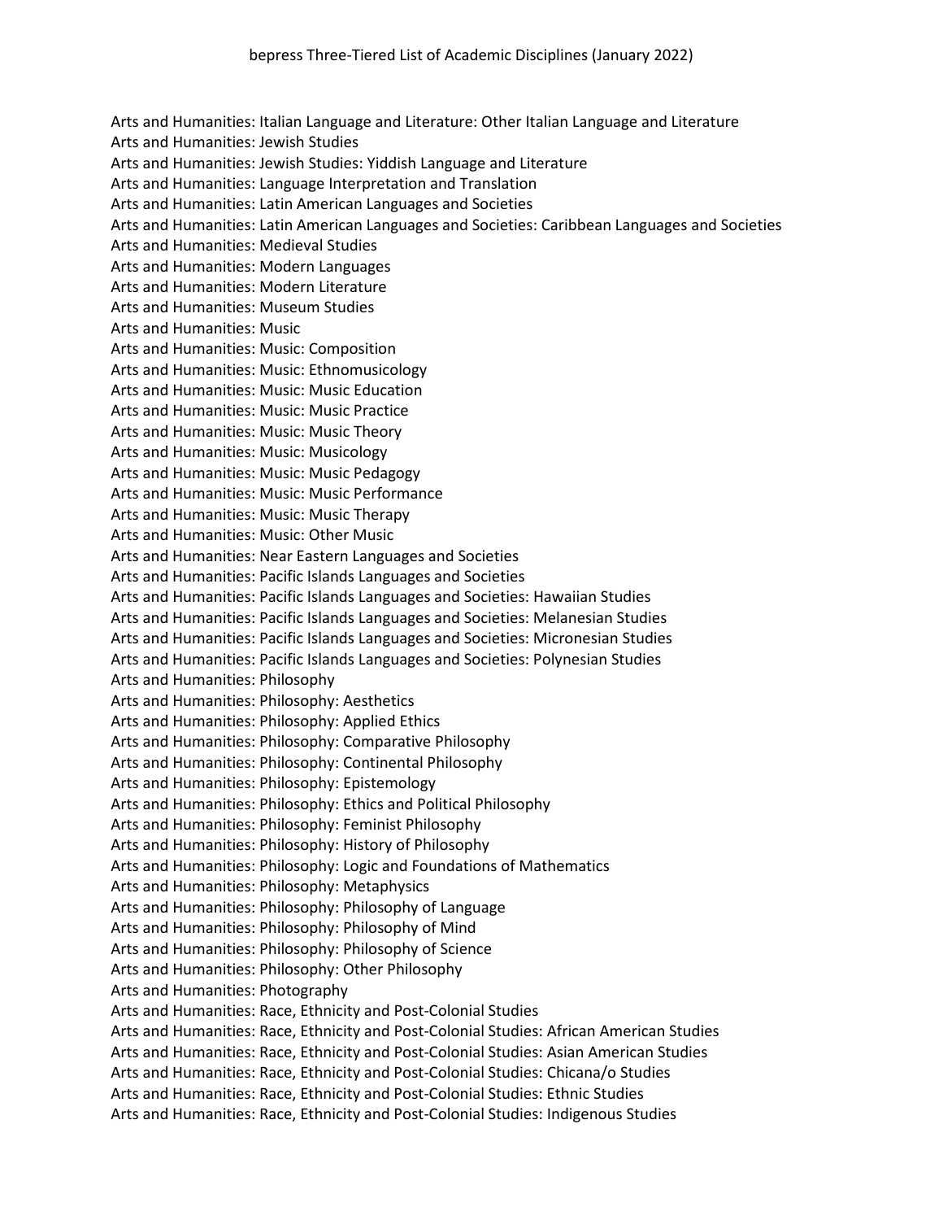Arts and Humanities: Italian Language and Literature: Other Italian Language and Literature
Arts and Humanities: Jewish Studies
Arts and Humanities: Jewish Studies: Yiddish Language and Literature
Arts and Humanities: Language Interpretation and Translation
Arts and Humanities: Latin American Languages and Societies
Arts and Humanities: Latin American Languages and Societies: Caribbean Languages and Societies
Arts and Humanities: Medieval Studies
Arts and Humanities: Modern Languages
Arts and Humanities: Modern Literature
Arts and Humanities: Museum Studies
Arts and Humanities: Music
Arts and Humanities: Music: Composition
Arts and Humanities: Music: Ethnomusicology
Arts and Humanities: Music: Music Education
Arts and Humanities: Music: Music Practice
Arts and Humanities: Music: Music Theory
Arts and Humanities: Music: Musicology
Arts and Humanities: Music: Music Pedagogy
Arts and Humanities: Music: Music Performance
Arts and Humanities: Music: Music Therapy
Arts and Humanities: Music: Other Music
Arts and Humanities: Near Eastern Languages and Societies
Arts and Humanities: Pacific Islands Languages and Societies
Arts and Humanities: Pacific Islands Languages and Societies: Hawaiian Studies
Arts and Humanities: Pacific Islands Languages and Societies: Melanesian Studies
Arts and Humanities: Pacific Islands Languages and Societies: Micronesian Studies
Arts and Humanities: Pacific Islands Languages and Societies: Polynesian Studies
Arts and Humanities: Philosophy
Arts and Humanities: Philosophy: Aesthetics
Arts and Humanities: Philosophy: Applied Ethics
Arts and Humanities: Philosophy: Comparative Philosophy
Arts and Humanities: Philosophy: Continental Philosophy
Arts and Humanities: Philosophy: Epistemology
Arts and Humanities: Philosophy: Ethics and Political Philosophy
Arts and Humanities: Philosophy: Feminist Philosophy
Arts and Humanities: Philosophy: History of Philosophy
Arts and Humanities: Philosophy: Logic and Foundations of Mathematics
Arts and Humanities: Philosophy: Metaphysics
Arts and Humanities: Philosophy: Philosophy of Language
Arts and Humanities: Philosophy: Philosophy of Mind
Arts and Humanities: Philosophy: Philosophy of Science
Arts and Humanities: Philosophy: Other Philosophy
Arts and Humanities: Photography
Arts and Humanities: Race, Ethnicity and Post-Colonial Studies
Arts and Humanities: Race, Ethnicity and Post-Colonial Studies: African American Studies
Arts and Humanities: Race, Ethnicity and Post-Colonial Studies: Asian American Studies
Arts and Humanities: Race, Ethnicity and Post-Colonial Studies: Chicana/o Studies
Arts and Humanities: Race, Ethnicity and Post-Colonial Studies: Ethnic Studies
Arts and Humanities: Race, Ethnicity and Post-Colonial Studies: Indigenous Studies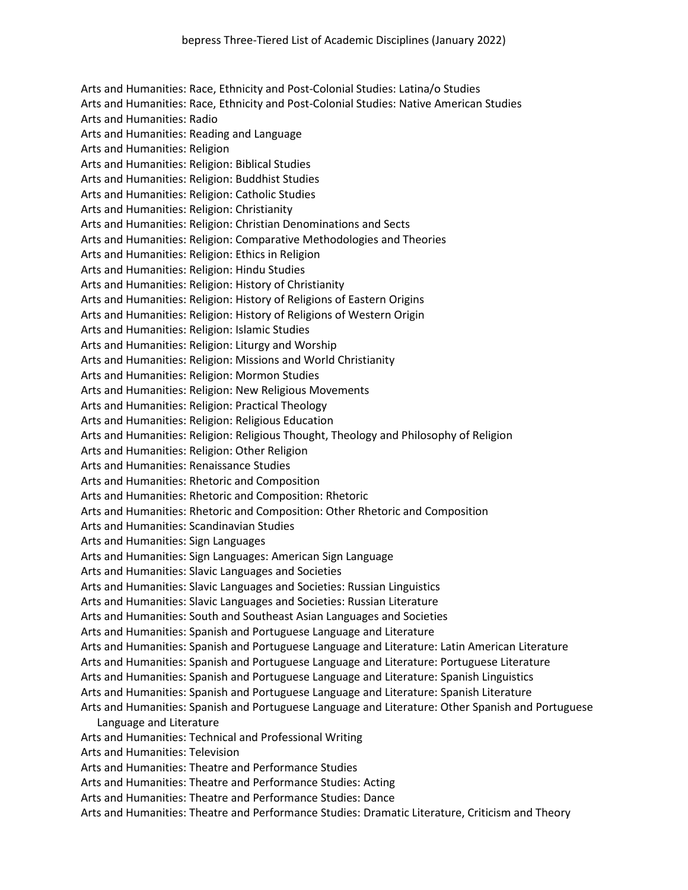Arts and Humanities: Race, Ethnicity and Post-Colonial Studies: Latina/o Studies
Arts and Humanities: Race, Ethnicity and Post-Colonial Studies: Native American Studies
Arts and Humanities: Radio
Arts and Humanities: Reading and Language
Arts and Humanities: Religion
Arts and Humanities: Religion: Biblical Studies
Arts and Humanities: Religion: Buddhist Studies
Arts and Humanities: Religion: Catholic Studies
Arts and Humanities: Religion: Christianity
Arts and Humanities: Religion: Christian Denominations and Sects
Arts and Humanities: Religion: Comparative Methodologies and Theories
Arts and Humanities: Religion: Ethics in Religion
Arts and Humanities: Religion: Hindu Studies
Arts and Humanities: Religion: History of Christianity
Arts and Humanities: Religion: History of Religions of Eastern Origins
Arts and Humanities: Religion: History of Religions of Western Origin
Arts and Humanities: Religion: Islamic Studies
Arts and Humanities: Religion: Liturgy and Worship
Arts and Humanities: Religion: Missions and World Christianity
Arts and Humanities: Religion: Mormon Studies
Arts and Humanities: Religion: New Religious Movements
Arts and Humanities: Religion: Practical Theology
Arts and Humanities: Religion: Religious Education
Arts and Humanities: Religion: Religious Thought, Theology and Philosophy of Religion
Arts and Humanities: Religion: Other Religion
Arts and Humanities: Renaissance Studies
Arts and Humanities: Rhetoric and Composition
Arts and Humanities: Rhetoric and Composition: Rhetoric
Arts and Humanities: Rhetoric and Composition: Other Rhetoric and Composition
Arts and Humanities: Scandinavian Studies
Arts and Humanities: Sign Languages
Arts and Humanities: Sign Languages: American Sign Language
Arts and Humanities: Slavic Languages and Societies
Arts and Humanities: Slavic Languages and Societies: Russian Linguistics
Arts and Humanities: Slavic Languages and Societies: Russian Literature
Arts and Humanities: South and Southeast Asian Languages and Societies
Arts and Humanities: Spanish and Portuguese Language and Literature
Arts and Humanities: Spanish and Portuguese Language and Literature: Latin American Literature
Arts and Humanities: Spanish and Portuguese Language and Literature: Portuguese Literature
Arts and Humanities: Spanish and Portuguese Language and Literature: Spanish Linguistics
Arts and Humanities: Spanish and Portuguese Language and Literature: Spanish Literature
Arts and Humanities: Spanish and Portuguese Language and Literature: Other Spanish and Portuguese Language and Literature
Arts and Humanities: Technical and Professional Writing
Arts and Humanities: Television
Arts and Humanities: Theatre and Performance Studies
Arts and Humanities: Theatre and Performance Studies: Acting
Arts and Humanities: Theatre and Performance Studies: Dance
Arts and Humanities: Theatre and Performance Studies: Dramatic Literature, Criticism and Theory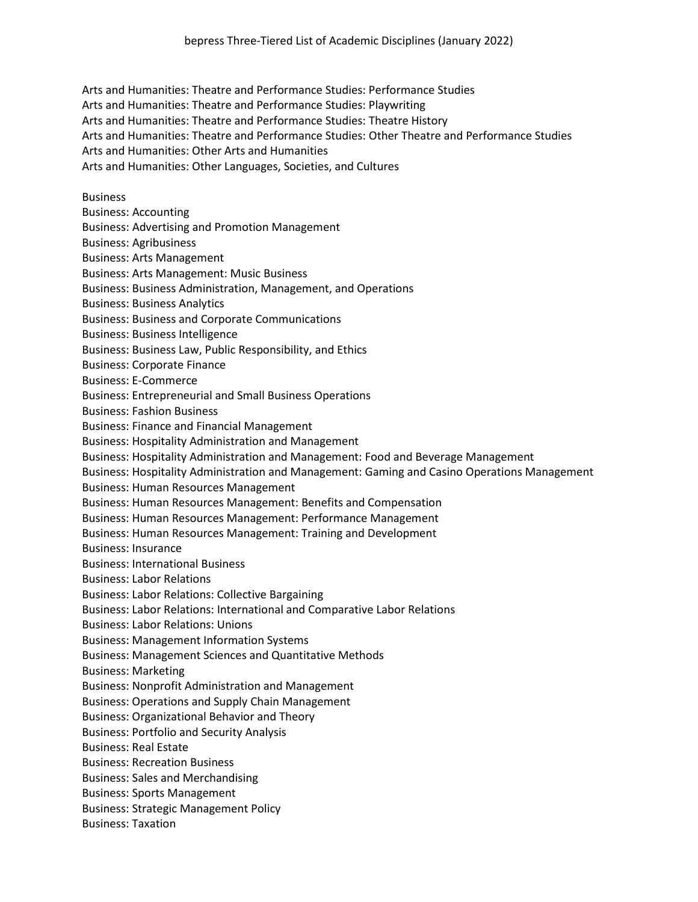Arts and Humanities: Theatre and Performance Studies: Performance Studies
Arts and Humanities: Theatre and Performance Studies: Playwriting
Arts and Humanities: Theatre and Performance Studies: Theatre History
Arts and Humanities: Theatre and Performance Studies: Other Theatre and Performance Studies
Arts and Humanities: Other Arts and Humanities
Arts and Humanities: Other Languages, Societies, and Cultures

Business
Business: Accounting
Business: Advertising and Promotion Management
Business: Agribusiness
Business: Arts Management
Business: Arts Management: Music Business
Business: Business Administration, Management, and Operations
Business: Business Analytics
Business: Business and Corporate Communications
Business: Business Intelligence
Business: Business Law, Public Responsibility, and Ethics
Business: Corporate Finance
Business: E-Commerce
Business: Entrepreneurial and Small Business Operations
Business: Fashion Business
Business: Finance and Financial Management
Business: Hospitality Administration and Management
Business: Hospitality Administration and Management: Food and Beverage Management
Business: Hospitality Administration and Management: Gaming and Casino Operations Management
Business: Human Resources Management
Business: Human Resources Management: Benefits and Compensation
Business: Human Resources Management: Performance Management
Business: Human Resources Management: Training and Development
Business: Insurance
Business: International Business
Business: Labor Relations
Business: Labor Relations: Collective Bargaining
Business: Labor Relations: International and Comparative Labor Relations
Business: Labor Relations: Unions
Business: Management Information Systems
Business: Management Sciences and Quantitative Methods
Business: Marketing
Business: Nonprofit Administration and Management
Business: Operations and Supply Chain Management
Business: Organizational Behavior and Theory
Business: Portfolio and Security Analysis
Business: Real Estate
Business: Recreation Business
Business: Sales and Merchandising
Business: Sports Management
Business: Strategic Management Policy
Business: Taxation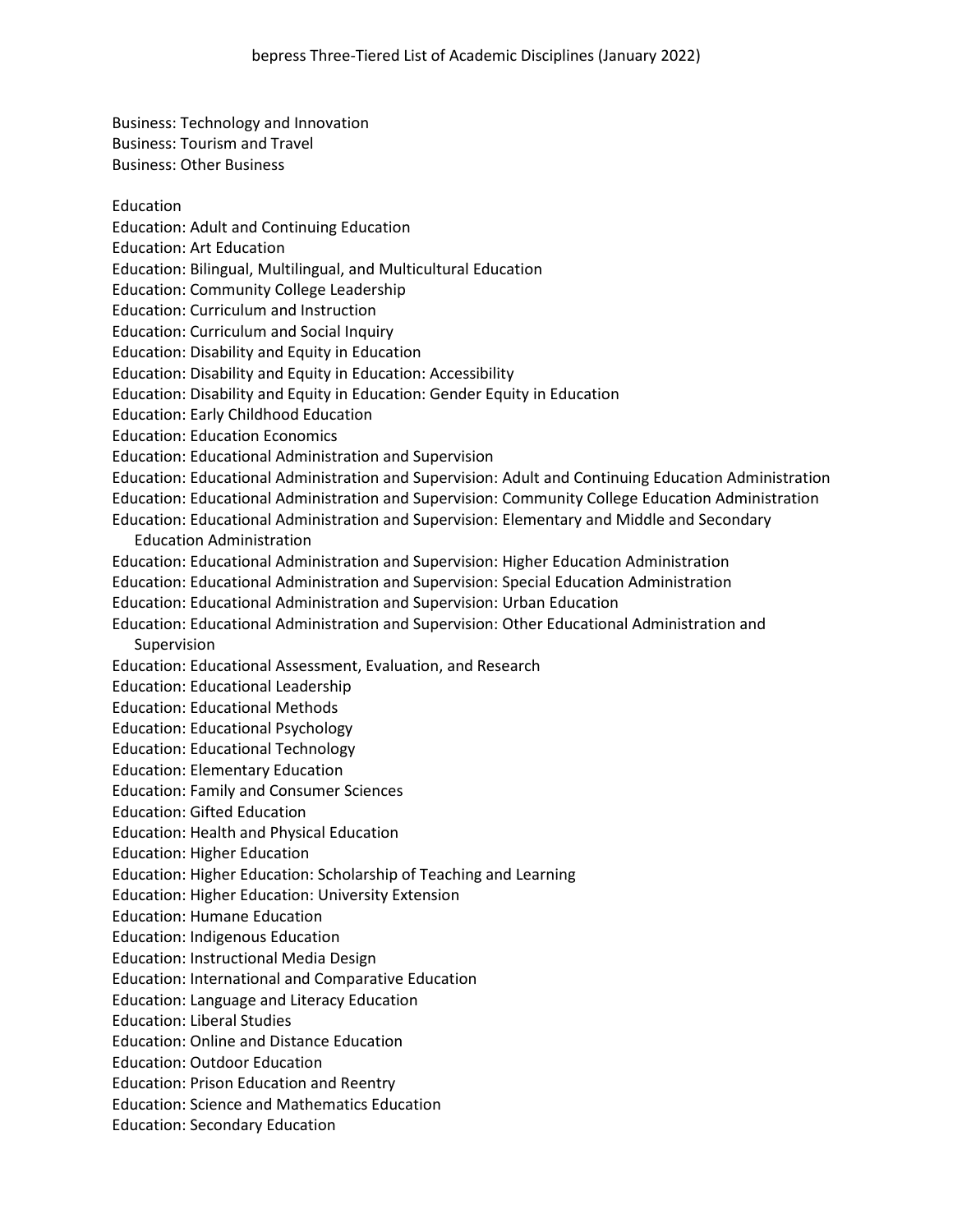Business: Technology and Innovation
Business: Tourism and Travel
Business: Other Business

Education
Education: Adult and Continuing Education
Education: Art Education
Education: Bilingual, Multilingual, and Multicultural Education
Education: Community College Leadership
Education: Curriculum and Instruction
Education: Curriculum and Social Inquiry
Education: Disability and Equity in Education
Education: Disability and Equity in Education: Accessibility
Education: Disability and Equity in Education: Gender Equity in Education
Education: Early Childhood Education
Education: Education Economics
Education: Educational Administration and Supervision
Education: Educational Administration and Supervision: Adult and Continuing Education Administration
Education: Educational Administration and Supervision: Community College Education Administration
Education: Educational Administration and Supervision: Elementary and Middle and Secondary Education Administration
Education: Educational Administration and Supervision: Higher Education Administration
Education: Educational Administration and Supervision: Special Education Administration
Education: Educational Administration and Supervision: Urban Education
Education: Educational Administration and Supervision: Other Educational Administration and Supervision
Education: Educational Assessment, Evaluation, and Research
Education: Educational Leadership
Education: Educational Methods
Education: Educational Psychology
Education: Educational Technology
Education: Elementary Education
Education: Family and Consumer Sciences
Education: Gifted Education
Education: Health and Physical Education
Education: Higher Education
Education: Higher Education: Scholarship of Teaching and Learning
Education: Higher Education: University Extension
Education: Humane Education
Education: Indigenous Education
Education: Instructional Media Design
Education: International and Comparative Education
Education: Language and Literacy Education
Education: Liberal Studies
Education: Online and Distance Education
Education: Outdoor Education
Education: Prison Education and Reentry
Education: Science and Mathematics Education
Education: Secondary Education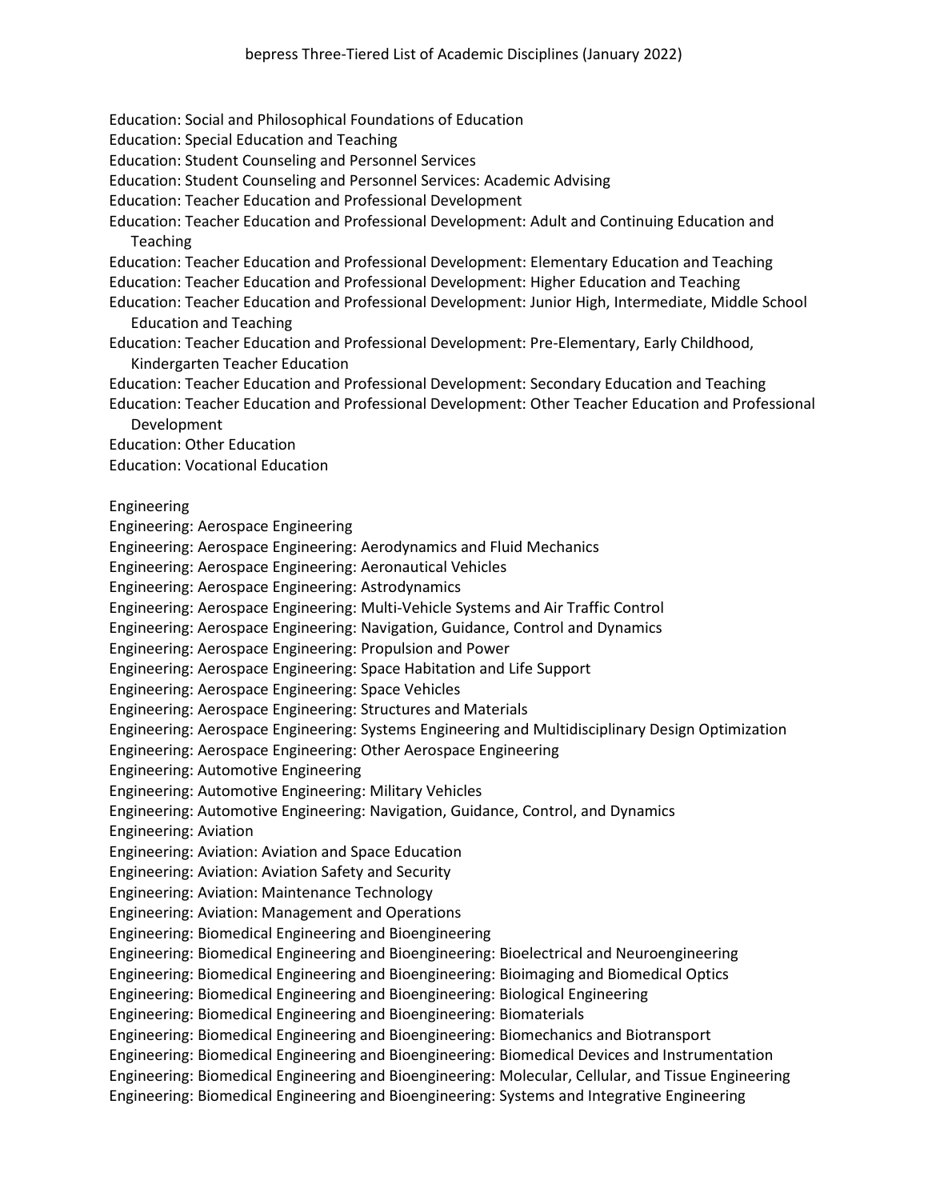Education: Social and Philosophical Foundations of Education
Education: Special Education and Teaching
Education: Student Counseling and Personnel Services
Education: Student Counseling and Personnel Services: Academic Advising
Education: Teacher Education and Professional Development
Education: Teacher Education and Professional Development: Adult and Continuing Education and Teaching
Education: Teacher Education and Professional Development: Elementary Education and Teaching
Education: Teacher Education and Professional Development: Higher Education and Teaching
Education: Teacher Education and Professional Development: Junior High, Intermediate, Middle School Education and Teaching
Education: Teacher Education and Professional Development: Pre-Elementary, Early Childhood, Kindergarten Teacher Education
Education: Teacher Education and Professional Development: Secondary Education and Teaching
Education: Teacher Education and Professional Development: Other Teacher Education and Professional Development
Education: Other Education
Education: Vocational Education

Engineering
Engineering: Aerospace Engineering
Engineering: Aerospace Engineering: Aerodynamics and Fluid Mechanics
Engineering: Aerospace Engineering: Aeronautical Vehicles
Engineering: Aerospace Engineering: Astrodynamics
Engineering: Aerospace Engineering: Multi-Vehicle Systems and Air Traffic Control
Engineering: Aerospace Engineering: Navigation, Guidance, Control and Dynamics
Engineering: Aerospace Engineering: Propulsion and Power
Engineering: Aerospace Engineering: Space Habitation and Life Support
Engineering: Aerospace Engineering: Space Vehicles
Engineering: Aerospace Engineering: Structures and Materials
Engineering: Aerospace Engineering: Systems Engineering and Multidisciplinary Design Optimization
Engineering: Aerospace Engineering: Other Aerospace Engineering
Engineering: Automotive Engineering
Engineering: Automotive Engineering: Military Vehicles
Engineering: Automotive Engineering: Navigation, Guidance, Control, and Dynamics
Engineering: Aviation
Engineering: Aviation: Aviation and Space Education
Engineering: Aviation: Aviation Safety and Security
Engineering: Aviation: Maintenance Technology
Engineering: Aviation: Management and Operations
Engineering: Biomedical Engineering and Bioengineering
Engineering: Biomedical Engineering and Bioengineering: Bioelectrical and Neuroengineering
Engineering: Biomedical Engineering and Bioengineering: Bioimaging and Biomedical Optics
Engineering: Biomedical Engineering and Bioengineering: Biological Engineering
Engineering: Biomedical Engineering and Bioengineering: Biomaterials
Engineering: Biomedical Engineering and Bioengineering: Biomechanics and Biotransport
Engineering: Biomedical Engineering and Bioengineering: Biomedical Devices and Instrumentation
Engineering: Biomedical Engineering and Bioengineering: Molecular, Cellular, and Tissue Engineering
Engineering: Biomedical Engineering and Bioengineering: Systems and Integrative Engineering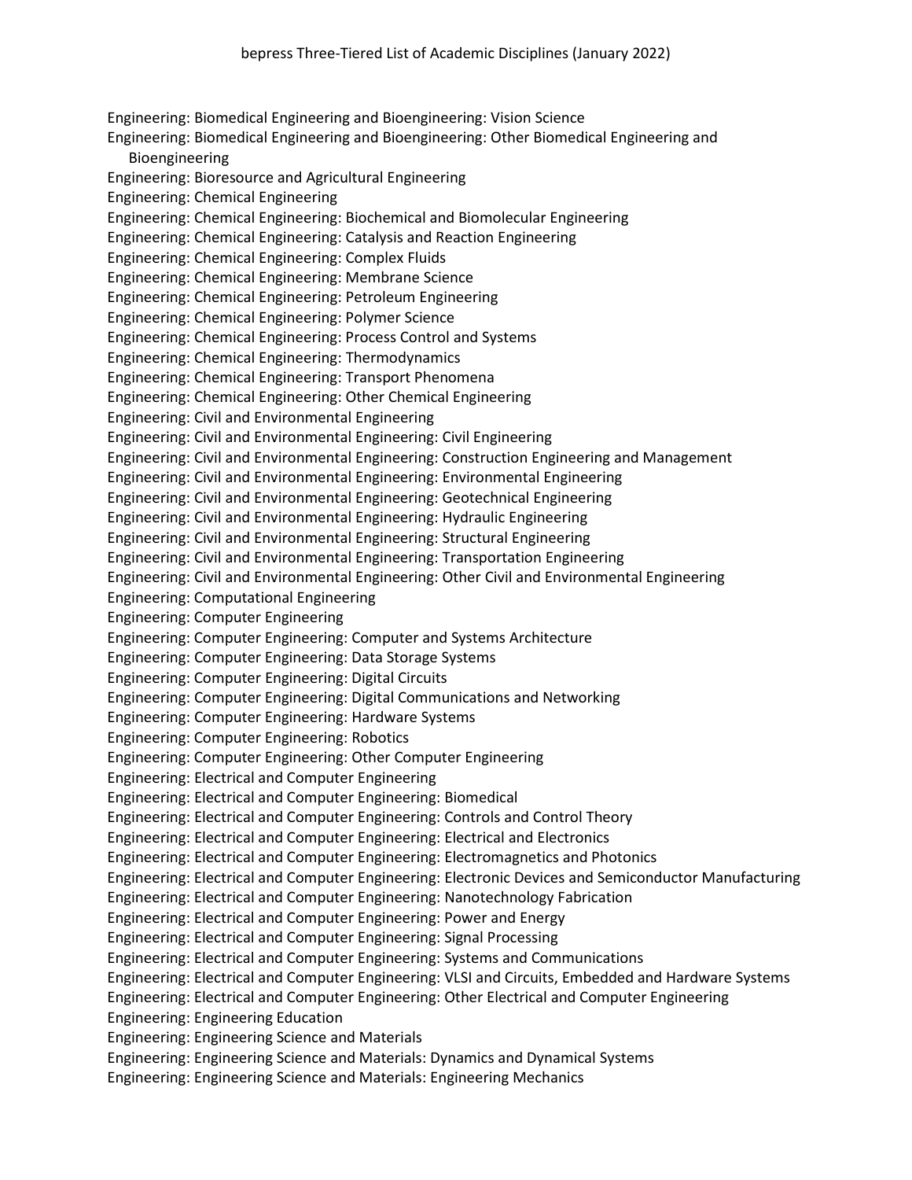Engineering: Biomedical Engineering and Bioengineering: Vision Science
Engineering: Biomedical Engineering and Bioengineering: Other Biomedical Engineering and Bioengineering
Engineering: Bioresource and Agricultural Engineering
Engineering: Chemical Engineering
Engineering: Chemical Engineering: Biochemical and Biomolecular Engineering
Engineering: Chemical Engineering: Catalysis and Reaction Engineering
Engineering: Chemical Engineering: Complex Fluids
Engineering: Chemical Engineering: Membrane Science
Engineering: Chemical Engineering: Petroleum Engineering
Engineering: Chemical Engineering: Polymer Science
Engineering: Chemical Engineering: Process Control and Systems
Engineering: Chemical Engineering: Thermodynamics
Engineering: Chemical Engineering: Transport Phenomena
Engineering: Chemical Engineering: Other Chemical Engineering
Engineering: Civil and Environmental Engineering
Engineering: Civil and Environmental Engineering: Civil Engineering
Engineering: Civil and Environmental Engineering: Construction Engineering and Management
Engineering: Civil and Environmental Engineering: Environmental Engineering
Engineering: Civil and Environmental Engineering: Geotechnical Engineering
Engineering: Civil and Environmental Engineering: Hydraulic Engineering
Engineering: Civil and Environmental Engineering: Structural Engineering
Engineering: Civil and Environmental Engineering: Transportation Engineering
Engineering: Civil and Environmental Engineering: Other Civil and Environmental Engineering
Engineering: Computational Engineering
Engineering: Computer Engineering
Engineering: Computer Engineering: Computer and Systems Architecture
Engineering: Computer Engineering: Data Storage Systems
Engineering: Computer Engineering: Digital Circuits
Engineering: Computer Engineering: Digital Communications and Networking
Engineering: Computer Engineering: Hardware Systems
Engineering: Computer Engineering: Robotics
Engineering: Computer Engineering: Other Computer Engineering
Engineering: Electrical and Computer Engineering
Engineering: Electrical and Computer Engineering: Biomedical
Engineering: Electrical and Computer Engineering: Controls and Control Theory
Engineering: Electrical and Computer Engineering: Electrical and Electronics
Engineering: Electrical and Computer Engineering: Electromagnetics and Photonics
Engineering: Electrical and Computer Engineering: Electronic Devices and Semiconductor Manufacturing
Engineering: Electrical and Computer Engineering: Nanotechnology Fabrication
Engineering: Electrical and Computer Engineering: Power and Energy
Engineering: Electrical and Computer Engineering: Signal Processing
Engineering: Electrical and Computer Engineering: Systems and Communications
Engineering: Electrical and Computer Engineering: VLSI and Circuits, Embedded and Hardware Systems
Engineering: Electrical and Computer Engineering: Other Electrical and Computer Engineering
Engineering: Engineering Education
Engineering: Engineering Science and Materials
Engineering: Engineering Science and Materials: Dynamics and Dynamical Systems
Engineering: Engineering Science and Materials: Engineering Mechanics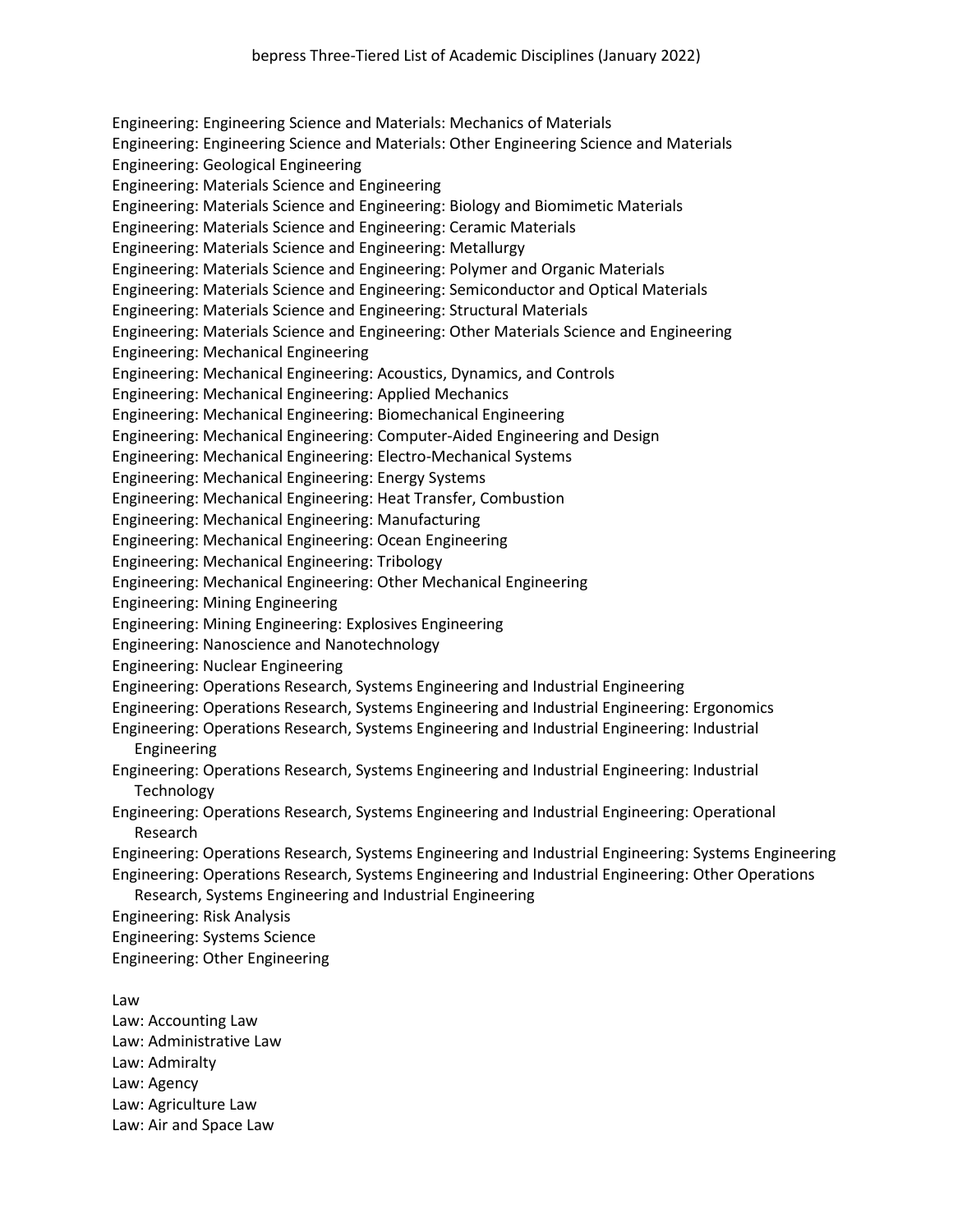Engineering: Engineering Science and Materials: Mechanics of Materials
Engineering: Engineering Science and Materials: Other Engineering Science and Materials
Engineering: Geological Engineering
Engineering: Materials Science and Engineering
Engineering: Materials Science and Engineering: Biology and Biomimetic Materials
Engineering: Materials Science and Engineering: Ceramic Materials
Engineering: Materials Science and Engineering: Metallurgy
Engineering: Materials Science and Engineering: Polymer and Organic Materials
Engineering: Materials Science and Engineering: Semiconductor and Optical Materials
Engineering: Materials Science and Engineering: Structural Materials
Engineering: Materials Science and Engineering: Other Materials Science and Engineering
Engineering: Mechanical Engineering
Engineering: Mechanical Engineering: Acoustics, Dynamics, and Controls
Engineering: Mechanical Engineering: Applied Mechanics
Engineering: Mechanical Engineering: Biomechanical Engineering
Engineering: Mechanical Engineering: Computer-Aided Engineering and Design
Engineering: Mechanical Engineering: Electro-Mechanical Systems
Engineering: Mechanical Engineering: Energy Systems
Engineering: Mechanical Engineering: Heat Transfer, Combustion
Engineering: Mechanical Engineering: Manufacturing
Engineering: Mechanical Engineering: Ocean Engineering
Engineering: Mechanical Engineering: Tribology
Engineering: Mechanical Engineering: Other Mechanical Engineering
Engineering: Mining Engineering
Engineering: Mining Engineering: Explosives Engineering
Engineering: Nanoscience and Nanotechnology
Engineering: Nuclear Engineering
Engineering: Operations Research, Systems Engineering and Industrial Engineering
Engineering: Operations Research, Systems Engineering and Industrial Engineering: Ergonomics
Engineering: Operations Research, Systems Engineering and Industrial Engineering: Industrial Engineering
Engineering: Operations Research, Systems Engineering and Industrial Engineering: Industrial Technology
Engineering: Operations Research, Systems Engineering and Industrial Engineering: Operational Research
Engineering: Operations Research, Systems Engineering and Industrial Engineering: Systems Engineering
Engineering: Operations Research, Systems Engineering and Industrial Engineering: Other Operations Research, Systems Engineering and Industrial Engineering
Engineering: Risk Analysis
Engineering: Systems Science
Engineering: Other Engineering

Law
Law: Accounting Law
Law: Administrative Law
Law: Admiralty
Law: Agency
Law: Agriculture Law
Law: Air and Space Law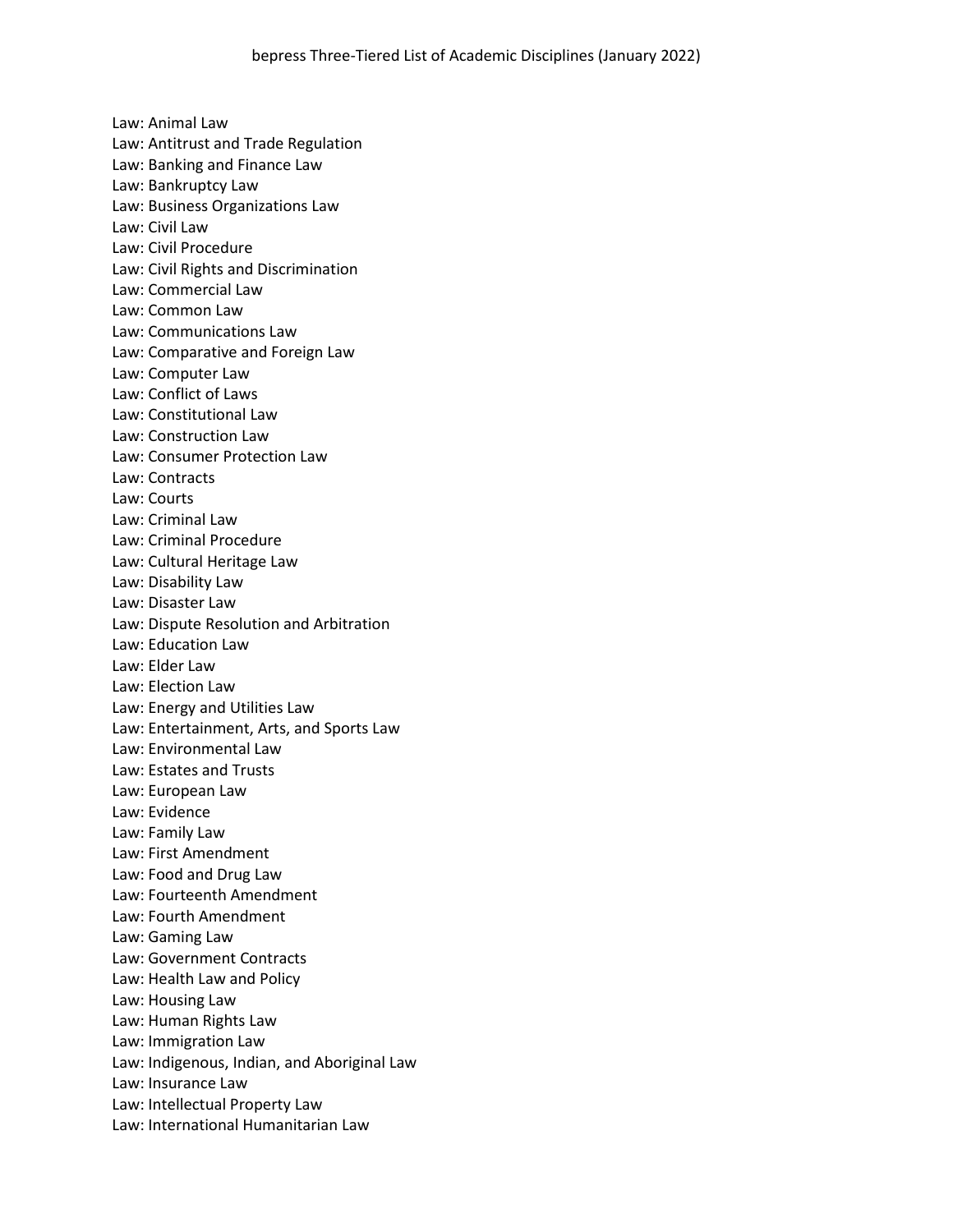Law: Animal Law
Law: Antitrust and Trade Regulation
Law: Banking and Finance Law
Law: Bankruptcy Law
Law: Business Organizations Law
Law: Civil Law
Law: Civil Procedure
Law: Civil Rights and Discrimination
Law: Commercial Law
Law: Common Law
Law: Communications Law
Law: Comparative and Foreign Law
Law: Computer Law
Law: Conflict of Laws
Law: Constitutional Law
Law: Construction Law
Law: Consumer Protection Law
Law: Contracts
Law: Courts
Law: Criminal Law
Law: Criminal Procedure
Law: Cultural Heritage Law
Law: Disability Law
Law: Disaster Law
Law: Dispute Resolution and Arbitration
Law: Education Law
Law: Elder Law
Law: Election Law
Law: Energy and Utilities Law
Law: Entertainment, Arts, and Sports Law
Law: Environmental Law
Law: Estates and Trusts
Law: European Law
Law: Evidence
Law: Family Law
Law: First Amendment
Law: Food and Drug Law
Law: Fourteenth Amendment
Law: Fourth Amendment
Law: Gaming Law
Law: Government Contracts
Law: Health Law and Policy
Law: Housing Law
Law: Human Rights Law
Law: Immigration Law
Law: Indigenous, Indian, and Aboriginal Law
Law: Insurance Law
Law: Intellectual Property Law
Law: International Humanitarian Law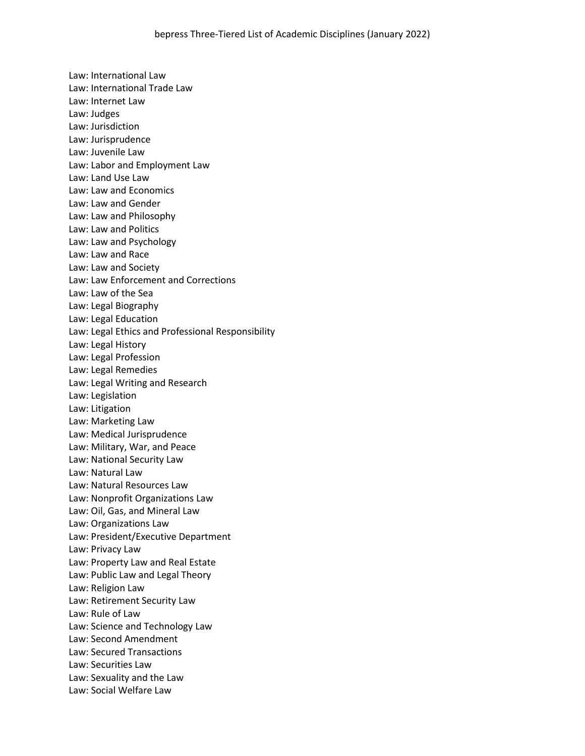Law: International Law
Law: International Trade Law
Law: Internet Law
Law: Judges
Law: Jurisdiction
Law: Jurisprudence
Law: Juvenile Law
Law: Labor and Employment Law
Law: Land Use Law
Law: Law and Economics
Law: Law and Gender
Law: Law and Philosophy
Law: Law and Politics
Law: Law and Psychology
Law: Law and Race
Law: Law and Society
Law: Law Enforcement and Corrections
Law: Law of the Sea
Law: Legal Biography
Law: Legal Education
Law: Legal Ethics and Professional Responsibility
Law: Legal History
Law: Legal Profession
Law: Legal Remedies
Law: Legal Writing and Research
Law: Legislation
Law: Litigation
Law: Marketing Law
Law: Medical Jurisprudence
Law: Military, War, and Peace
Law: National Security Law
Law: Natural Law
Law: Natural Resources Law
Law: Nonprofit Organizations Law
Law: Oil, Gas, and Mineral Law
Law: Organizations Law
Law: President/Executive Department
Law: Privacy Law
Law: Property Law and Real Estate
Law: Public Law and Legal Theory
Law: Religion Law
Law: Retirement Security Law
Law: Rule of Law
Law: Science and Technology Law
Law: Second Amendment
Law: Secured Transactions
Law: Securities Law
Law: Sexuality and the Law
Law: Social Welfare Law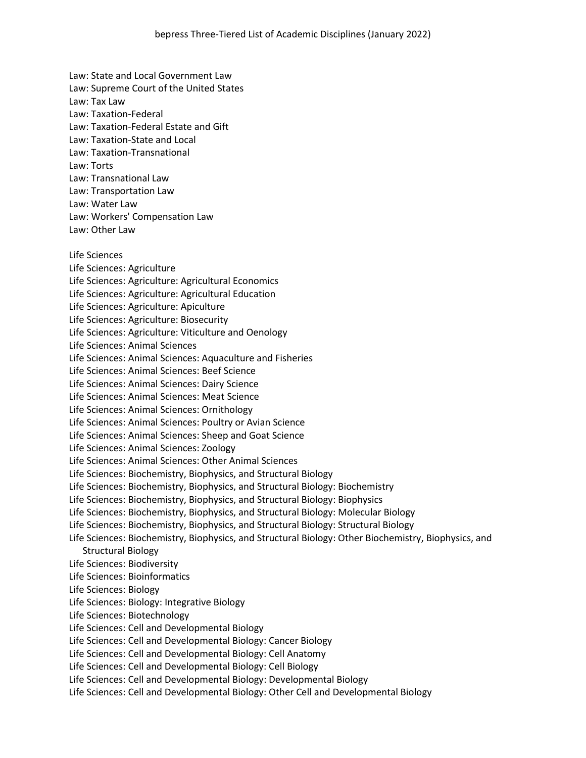Law: State and Local Government Law
Law: Supreme Court of the United States
Law: Tax Law
Law: Taxation-Federal
Law: Taxation-Federal Estate and Gift
Law: Taxation-State and Local
Law: Taxation-Transnational
Law: Torts
Law: Transnational Law
Law: Transportation Law
Law: Water Law
Law: Workers' Compensation Law
Law: Other Law

Life Sciences
Life Sciences: Agriculture
Life Sciences: Agriculture: Agricultural Economics
Life Sciences: Agriculture: Agricultural Education
Life Sciences: Agriculture: Apiculture
Life Sciences: Agriculture: Biosecurity
Life Sciences: Agriculture: Viticulture and Oenology
Life Sciences: Animal Sciences
Life Sciences: Animal Sciences: Aquaculture and Fisheries
Life Sciences: Animal Sciences: Beef Science
Life Sciences: Animal Sciences: Dairy Science
Life Sciences: Animal Sciences: Meat Science
Life Sciences: Animal Sciences: Ornithology
Life Sciences: Animal Sciences: Poultry or Avian Science
Life Sciences: Animal Sciences: Sheep and Goat Science
Life Sciences: Animal Sciences: Zoology
Life Sciences: Animal Sciences: Other Animal Sciences
Life Sciences: Biochemistry, Biophysics, and Structural Biology
Life Sciences: Biochemistry, Biophysics, and Structural Biology: Biochemistry
Life Sciences: Biochemistry, Biophysics, and Structural Biology: Biophysics
Life Sciences: Biochemistry, Biophysics, and Structural Biology: Molecular Biology
Life Sciences: Biochemistry, Biophysics, and Structural Biology: Structural Biology
Life Sciences: Biochemistry, Biophysics, and Structural Biology: Other Biochemistry, Biophysics, and Structural Biology
Life Sciences: Biodiversity
Life Sciences: Bioinformatics
Life Sciences: Biology
Life Sciences: Biology: Integrative Biology
Life Sciences: Biotechnology
Life Sciences: Cell and Developmental Biology
Life Sciences: Cell and Developmental Biology: Cancer Biology
Life Sciences: Cell and Developmental Biology: Cell Anatomy
Life Sciences: Cell and Developmental Biology: Cell Biology
Life Sciences: Cell and Developmental Biology: Developmental Biology
Life Sciences: Cell and Developmental Biology: Other Cell and Developmental Biology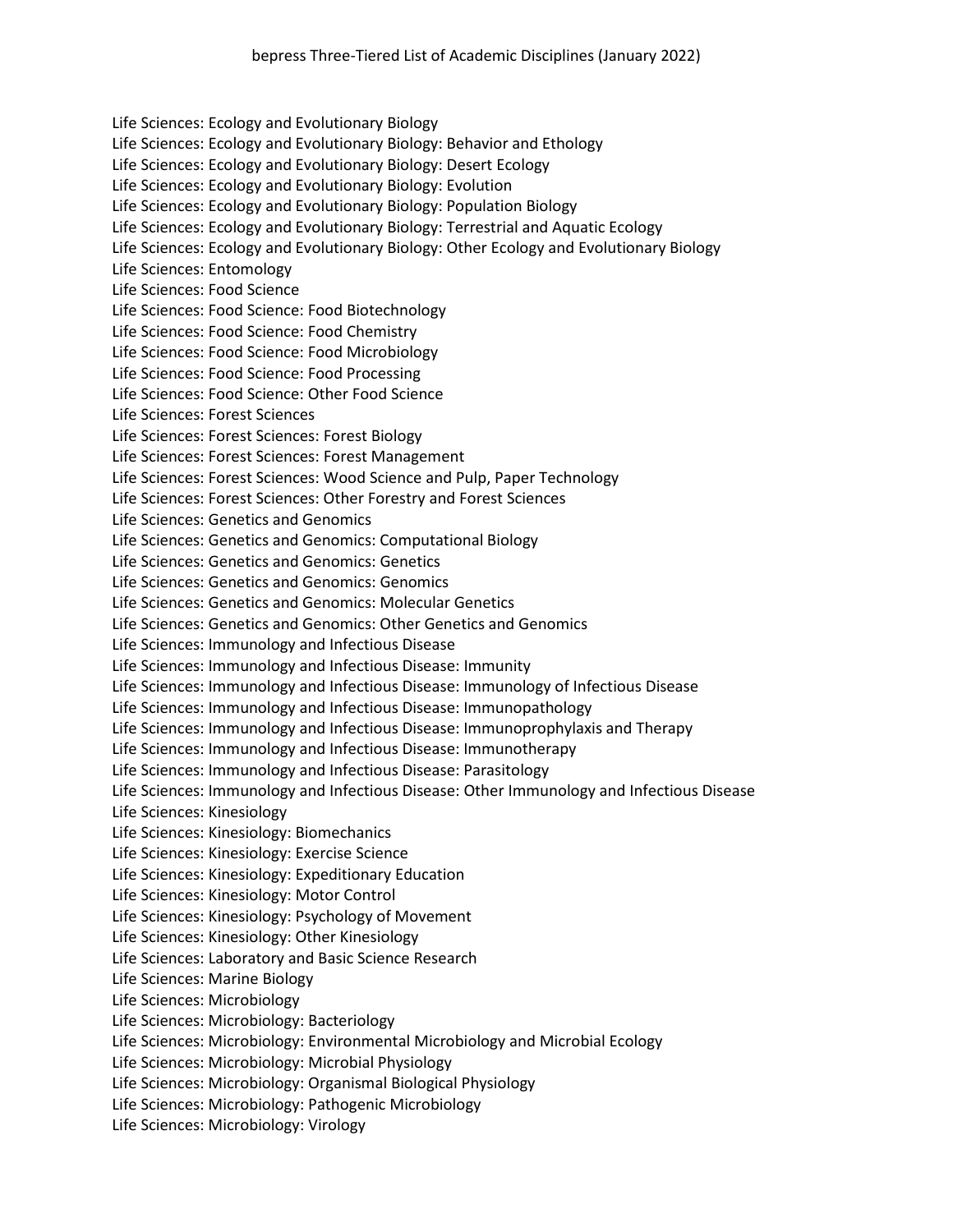Life Sciences: Ecology and Evolutionary Biology
Life Sciences: Ecology and Evolutionary Biology: Behavior and Ethology
Life Sciences: Ecology and Evolutionary Biology: Desert Ecology
Life Sciences: Ecology and Evolutionary Biology: Evolution
Life Sciences: Ecology and Evolutionary Biology: Population Biology
Life Sciences: Ecology and Evolutionary Biology: Terrestrial and Aquatic Ecology
Life Sciences: Ecology and Evolutionary Biology: Other Ecology and Evolutionary Biology
Life Sciences: Entomology
Life Sciences: Food Science
Life Sciences: Food Science: Food Biotechnology
Life Sciences: Food Science: Food Chemistry
Life Sciences: Food Science: Food Microbiology
Life Sciences: Food Science: Food Processing
Life Sciences: Food Science: Other Food Science
Life Sciences: Forest Sciences
Life Sciences: Forest Sciences: Forest Biology
Life Sciences: Forest Sciences: Forest Management
Life Sciences: Forest Sciences: Wood Science and Pulp, Paper Technology
Life Sciences: Forest Sciences: Other Forestry and Forest Sciences
Life Sciences: Genetics and Genomics
Life Sciences: Genetics and Genomics: Computational Biology
Life Sciences: Genetics and Genomics: Genetics
Life Sciences: Genetics and Genomics: Genomics
Life Sciences: Genetics and Genomics: Molecular Genetics
Life Sciences: Genetics and Genomics: Other Genetics and Genomics
Life Sciences: Immunology and Infectious Disease
Life Sciences: Immunology and Infectious Disease: Immunity
Life Sciences: Immunology and Infectious Disease: Immunology of Infectious Disease
Life Sciences: Immunology and Infectious Disease: Immunopathology
Life Sciences: Immunology and Infectious Disease: Immunoprophylaxis and Therapy
Life Sciences: Immunology and Infectious Disease: Immunotherapy
Life Sciences: Immunology and Infectious Disease: Parasitology
Life Sciences: Immunology and Infectious Disease: Other Immunology and Infectious Disease
Life Sciences: Kinesiology
Life Sciences: Kinesiology: Biomechanics
Life Sciences: Kinesiology: Exercise Science
Life Sciences: Kinesiology: Expeditionary Education
Life Sciences: Kinesiology: Motor Control
Life Sciences: Kinesiology: Psychology of Movement
Life Sciences: Kinesiology: Other Kinesiology
Life Sciences: Laboratory and Basic Science Research
Life Sciences: Marine Biology
Life Sciences: Microbiology
Life Sciences: Microbiology: Bacteriology
Life Sciences: Microbiology: Environmental Microbiology and Microbial Ecology
Life Sciences: Microbiology: Microbial Physiology
Life Sciences: Microbiology: Organismal Biological Physiology
Life Sciences: Microbiology: Pathogenic Microbiology
Life Sciences: Microbiology: Virology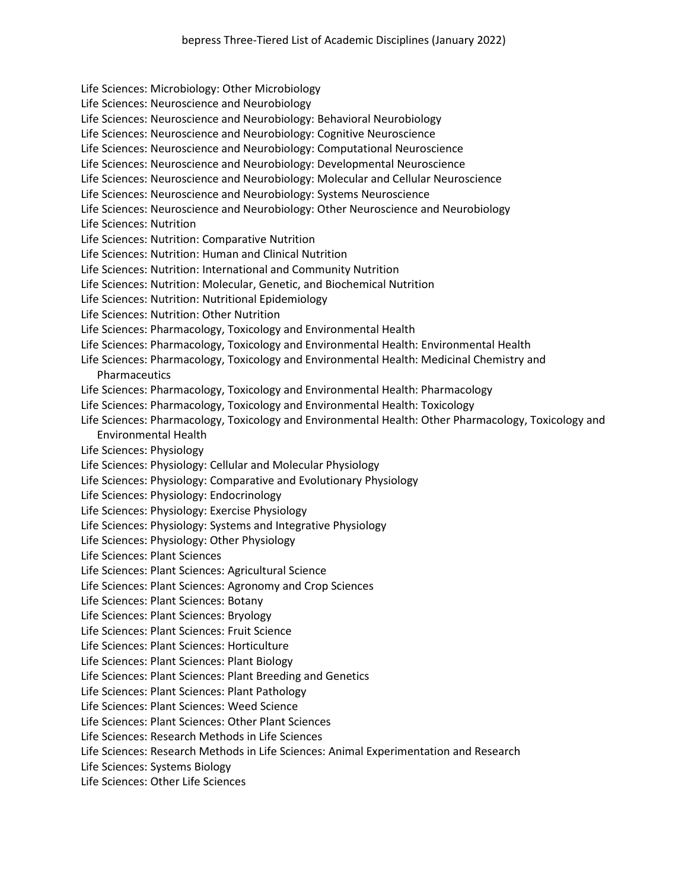Life Sciences: Microbiology: Other Microbiology
Life Sciences: Neuroscience and Neurobiology
Life Sciences: Neuroscience and Neurobiology: Behavioral Neurobiology
Life Sciences: Neuroscience and Neurobiology: Cognitive Neuroscience
Life Sciences: Neuroscience and Neurobiology: Computational Neuroscience
Life Sciences: Neuroscience and Neurobiology: Developmental Neuroscience
Life Sciences: Neuroscience and Neurobiology: Molecular and Cellular Neuroscience
Life Sciences: Neuroscience and Neurobiology: Systems Neuroscience
Life Sciences: Neuroscience and Neurobiology: Other Neuroscience and Neurobiology
Life Sciences: Nutrition
Life Sciences: Nutrition: Comparative Nutrition
Life Sciences: Nutrition: Human and Clinical Nutrition
Life Sciences: Nutrition: International and Community Nutrition
Life Sciences: Nutrition: Molecular, Genetic, and Biochemical Nutrition
Life Sciences: Nutrition: Nutritional Epidemiology
Life Sciences: Nutrition: Other Nutrition
Life Sciences: Pharmacology, Toxicology and Environmental Health
Life Sciences: Pharmacology, Toxicology and Environmental Health: Environmental Health
Life Sciences: Pharmacology, Toxicology and Environmental Health: Medicinal Chemistry and Pharmaceutics
Life Sciences: Pharmacology, Toxicology and Environmental Health: Pharmacology
Life Sciences: Pharmacology, Toxicology and Environmental Health: Toxicology
Life Sciences: Pharmacology, Toxicology and Environmental Health: Other Pharmacology, Toxicology and Environmental Health
Life Sciences: Physiology
Life Sciences: Physiology: Cellular and Molecular Physiology
Life Sciences: Physiology: Comparative and Evolutionary Physiology
Life Sciences: Physiology: Endocrinology
Life Sciences: Physiology: Exercise Physiology
Life Sciences: Physiology: Systems and Integrative Physiology
Life Sciences: Physiology: Other Physiology
Life Sciences: Plant Sciences
Life Sciences: Plant Sciences: Agricultural Science
Life Sciences: Plant Sciences: Agronomy and Crop Sciences
Life Sciences: Plant Sciences: Botany
Life Sciences: Plant Sciences: Bryology
Life Sciences: Plant Sciences: Fruit Science
Life Sciences: Plant Sciences: Horticulture
Life Sciences: Plant Sciences: Plant Biology
Life Sciences: Plant Sciences: Plant Breeding and Genetics
Life Sciences: Plant Sciences: Plant Pathology
Life Sciences: Plant Sciences: Weed Science
Life Sciences: Plant Sciences: Other Plant Sciences
Life Sciences: Research Methods in Life Sciences
Life Sciences: Research Methods in Life Sciences: Animal Experimentation and Research
Life Sciences: Systems Biology
Life Sciences: Other Life Sciences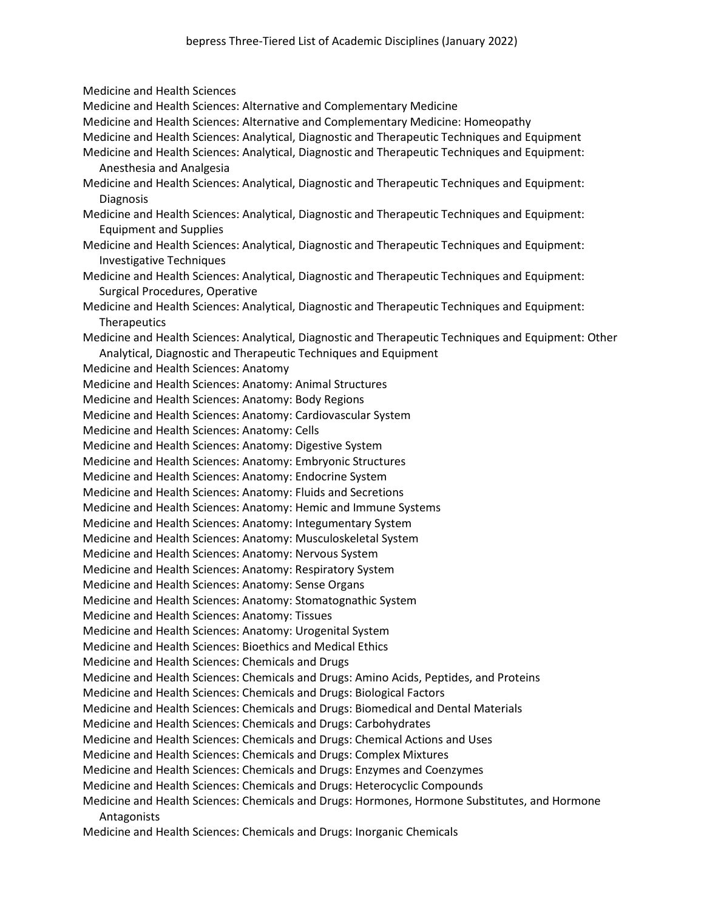Medicine and Health Sciences
Medicine and Health Sciences: Alternative and Complementary Medicine
Medicine and Health Sciences: Alternative and Complementary Medicine: Homeopathy
Medicine and Health Sciences: Analytical, Diagnostic and Therapeutic Techniques and Equipment
Medicine and Health Sciences: Analytical, Diagnostic and Therapeutic Techniques and Equipment: Anesthesia and Analgesia
Medicine and Health Sciences: Analytical, Diagnostic and Therapeutic Techniques and Equipment: Diagnosis
Medicine and Health Sciences: Analytical, Diagnostic and Therapeutic Techniques and Equipment: Equipment and Supplies
Medicine and Health Sciences: Analytical, Diagnostic and Therapeutic Techniques and Equipment: Investigative Techniques
Medicine and Health Sciences: Analytical, Diagnostic and Therapeutic Techniques and Equipment: Surgical Procedures, Operative
Medicine and Health Sciences: Analytical, Diagnostic and Therapeutic Techniques and Equipment: Therapeutics
Medicine and Health Sciences: Analytical, Diagnostic and Therapeutic Techniques and Equipment: Other Analytical, Diagnostic and Therapeutic Techniques and Equipment
Medicine and Health Sciences: Anatomy
Medicine and Health Sciences: Anatomy: Animal Structures
Medicine and Health Sciences: Anatomy: Body Regions
Medicine and Health Sciences: Anatomy: Cardiovascular System
Medicine and Health Sciences: Anatomy: Cells
Medicine and Health Sciences: Anatomy: Digestive System
Medicine and Health Sciences: Anatomy: Embryonic Structures
Medicine and Health Sciences: Anatomy: Endocrine System
Medicine and Health Sciences: Anatomy: Fluids and Secretions
Medicine and Health Sciences: Anatomy: Hemic and Immune Systems
Medicine and Health Sciences: Anatomy: Integumentary System
Medicine and Health Sciences: Anatomy: Musculoskeletal System
Medicine and Health Sciences: Anatomy: Nervous System
Medicine and Health Sciences: Anatomy: Respiratory System
Medicine and Health Sciences: Anatomy: Sense Organs
Medicine and Health Sciences: Anatomy: Stomatognathic System
Medicine and Health Sciences: Anatomy: Tissues
Medicine and Health Sciences: Anatomy: Urogenital System
Medicine and Health Sciences: Bioethics and Medical Ethics
Medicine and Health Sciences: Chemicals and Drugs
Medicine and Health Sciences: Chemicals and Drugs: Amino Acids, Peptides, and Proteins
Medicine and Health Sciences: Chemicals and Drugs: Biological Factors
Medicine and Health Sciences: Chemicals and Drugs: Biomedical and Dental Materials
Medicine and Health Sciences: Chemicals and Drugs: Carbohydrates
Medicine and Health Sciences: Chemicals and Drugs: Chemical Actions and Uses
Medicine and Health Sciences: Chemicals and Drugs: Complex Mixtures
Medicine and Health Sciences: Chemicals and Drugs: Enzymes and Coenzymes
Medicine and Health Sciences: Chemicals and Drugs: Heterocyclic Compounds
Medicine and Health Sciences: Chemicals and Drugs: Hormones, Hormone Substitutes, and Hormone Antagonists
Medicine and Health Sciences: Chemicals and Drugs: Inorganic Chemicals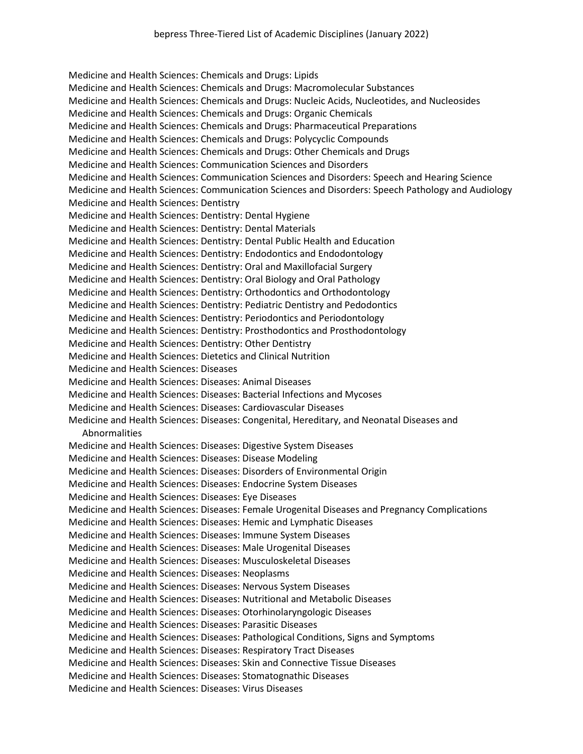Medicine and Health Sciences: Chemicals and Drugs: Lipids
Medicine and Health Sciences: Chemicals and Drugs: Macromolecular Substances
Medicine and Health Sciences: Chemicals and Drugs: Nucleic Acids, Nucleotides, and Nucleosides
Medicine and Health Sciences: Chemicals and Drugs: Organic Chemicals
Medicine and Health Sciences: Chemicals and Drugs: Pharmaceutical Preparations
Medicine and Health Sciences: Chemicals and Drugs: Polycyclic Compounds
Medicine and Health Sciences: Chemicals and Drugs: Other Chemicals and Drugs
Medicine and Health Sciences: Communication Sciences and Disorders
Medicine and Health Sciences: Communication Sciences and Disorders: Speech and Hearing Science
Medicine and Health Sciences: Communication Sciences and Disorders: Speech Pathology and Audiology
Medicine and Health Sciences: Dentistry
Medicine and Health Sciences: Dentistry: Dental Hygiene
Medicine and Health Sciences: Dentistry: Dental Materials
Medicine and Health Sciences: Dentistry: Dental Public Health and Education
Medicine and Health Sciences: Dentistry: Endodontics and Endodontology
Medicine and Health Sciences: Dentistry: Oral and Maxillofacial Surgery
Medicine and Health Sciences: Dentistry: Oral Biology and Oral Pathology
Medicine and Health Sciences: Dentistry: Orthodontics and Orthodontology
Medicine and Health Sciences: Dentistry: Pediatric Dentistry and Pedodontics
Medicine and Health Sciences: Dentistry: Periodontics and Periodontology
Medicine and Health Sciences: Dentistry: Prosthodontics and Prosthodontology
Medicine and Health Sciences: Dentistry: Other Dentistry
Medicine and Health Sciences: Dietetics and Clinical Nutrition
Medicine and Health Sciences: Diseases
Medicine and Health Sciences: Diseases: Animal Diseases
Medicine and Health Sciences: Diseases: Bacterial Infections and Mycoses
Medicine and Health Sciences: Diseases: Cardiovascular Diseases
Medicine and Health Sciences: Diseases: Congenital, Hereditary, and Neonatal Diseases and Abnormalities
Medicine and Health Sciences: Diseases: Digestive System Diseases
Medicine and Health Sciences: Diseases: Disease Modeling
Medicine and Health Sciences: Diseases: Disorders of Environmental Origin
Medicine and Health Sciences: Diseases: Endocrine System Diseases
Medicine and Health Sciences: Diseases: Eye Diseases
Medicine and Health Sciences: Diseases: Female Urogenital Diseases and Pregnancy Complications
Medicine and Health Sciences: Diseases: Hemic and Lymphatic Diseases
Medicine and Health Sciences: Diseases: Immune System Diseases
Medicine and Health Sciences: Diseases: Male Urogenital Diseases
Medicine and Health Sciences: Diseases: Musculoskeletal Diseases
Medicine and Health Sciences: Diseases: Neoplasms
Medicine and Health Sciences: Diseases: Nervous System Diseases
Medicine and Health Sciences: Diseases: Nutritional and Metabolic Diseases
Medicine and Health Sciences: Diseases: Otorhinolaryngologic Diseases
Medicine and Health Sciences: Diseases: Parasitic Diseases
Medicine and Health Sciences: Diseases: Pathological Conditions, Signs and Symptoms
Medicine and Health Sciences: Diseases: Respiratory Tract Diseases
Medicine and Health Sciences: Diseases: Skin and Connective Tissue Diseases
Medicine and Health Sciences: Diseases: Stomatognathic Diseases
Medicine and Health Sciences: Diseases: Virus Diseases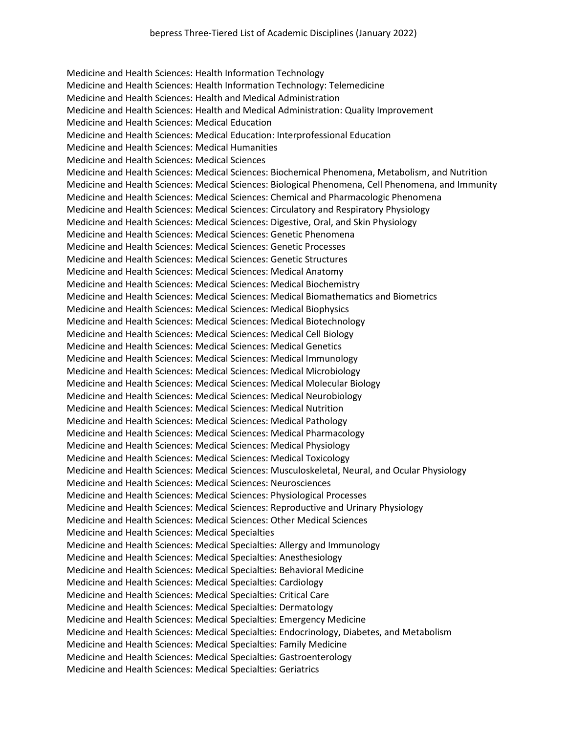Medicine and Health Sciences: Health Information Technology
Medicine and Health Sciences: Health Information Technology: Telemedicine
Medicine and Health Sciences: Health and Medical Administration
Medicine and Health Sciences: Health and Medical Administration: Quality Improvement
Medicine and Health Sciences: Medical Education
Medicine and Health Sciences: Medical Education: Interprofessional Education
Medicine and Health Sciences: Medical Humanities
Medicine and Health Sciences: Medical Sciences
Medicine and Health Sciences: Medical Sciences: Biochemical Phenomena, Metabolism, and Nutrition
Medicine and Health Sciences: Medical Sciences: Biological Phenomena, Cell Phenomena, and Immunity
Medicine and Health Sciences: Medical Sciences: Chemical and Pharmacologic Phenomena
Medicine and Health Sciences: Medical Sciences: Circulatory and Respiratory Physiology
Medicine and Health Sciences: Medical Sciences: Digestive, Oral, and Skin Physiology
Medicine and Health Sciences: Medical Sciences: Genetic Phenomena
Medicine and Health Sciences: Medical Sciences: Genetic Processes
Medicine and Health Sciences: Medical Sciences: Genetic Structures
Medicine and Health Sciences: Medical Sciences: Medical Anatomy
Medicine and Health Sciences: Medical Sciences: Medical Biochemistry
Medicine and Health Sciences: Medical Sciences: Medical Biomathematics and Biometrics
Medicine and Health Sciences: Medical Sciences: Medical Biophysics
Medicine and Health Sciences: Medical Sciences: Medical Biotechnology
Medicine and Health Sciences: Medical Sciences: Medical Cell Biology
Medicine and Health Sciences: Medical Sciences: Medical Genetics
Medicine and Health Sciences: Medical Sciences: Medical Immunology
Medicine and Health Sciences: Medical Sciences: Medical Microbiology
Medicine and Health Sciences: Medical Sciences: Medical Molecular Biology
Medicine and Health Sciences: Medical Sciences: Medical Neurobiology
Medicine and Health Sciences: Medical Sciences: Medical Nutrition
Medicine and Health Sciences: Medical Sciences: Medical Pathology
Medicine and Health Sciences: Medical Sciences: Medical Pharmacology
Medicine and Health Sciences: Medical Sciences: Medical Physiology
Medicine and Health Sciences: Medical Sciences: Medical Toxicology
Medicine and Health Sciences: Medical Sciences: Musculoskeletal, Neural, and Ocular Physiology
Medicine and Health Sciences: Medical Sciences: Neurosciences
Medicine and Health Sciences: Medical Sciences: Physiological Processes
Medicine and Health Sciences: Medical Sciences: Reproductive and Urinary Physiology
Medicine and Health Sciences: Medical Sciences: Other Medical Sciences
Medicine and Health Sciences: Medical Specialties
Medicine and Health Sciences: Medical Specialties: Allergy and Immunology
Medicine and Health Sciences: Medical Specialties: Anesthesiology
Medicine and Health Sciences: Medical Specialties: Behavioral Medicine
Medicine and Health Sciences: Medical Specialties: Cardiology
Medicine and Health Sciences: Medical Specialties: Critical Care
Medicine and Health Sciences: Medical Specialties: Dermatology
Medicine and Health Sciences: Medical Specialties: Emergency Medicine
Medicine and Health Sciences: Medical Specialties: Endocrinology, Diabetes, and Metabolism
Medicine and Health Sciences: Medical Specialties: Family Medicine
Medicine and Health Sciences: Medical Specialties: Gastroenterology
Medicine and Health Sciences: Medical Specialties: Geriatrics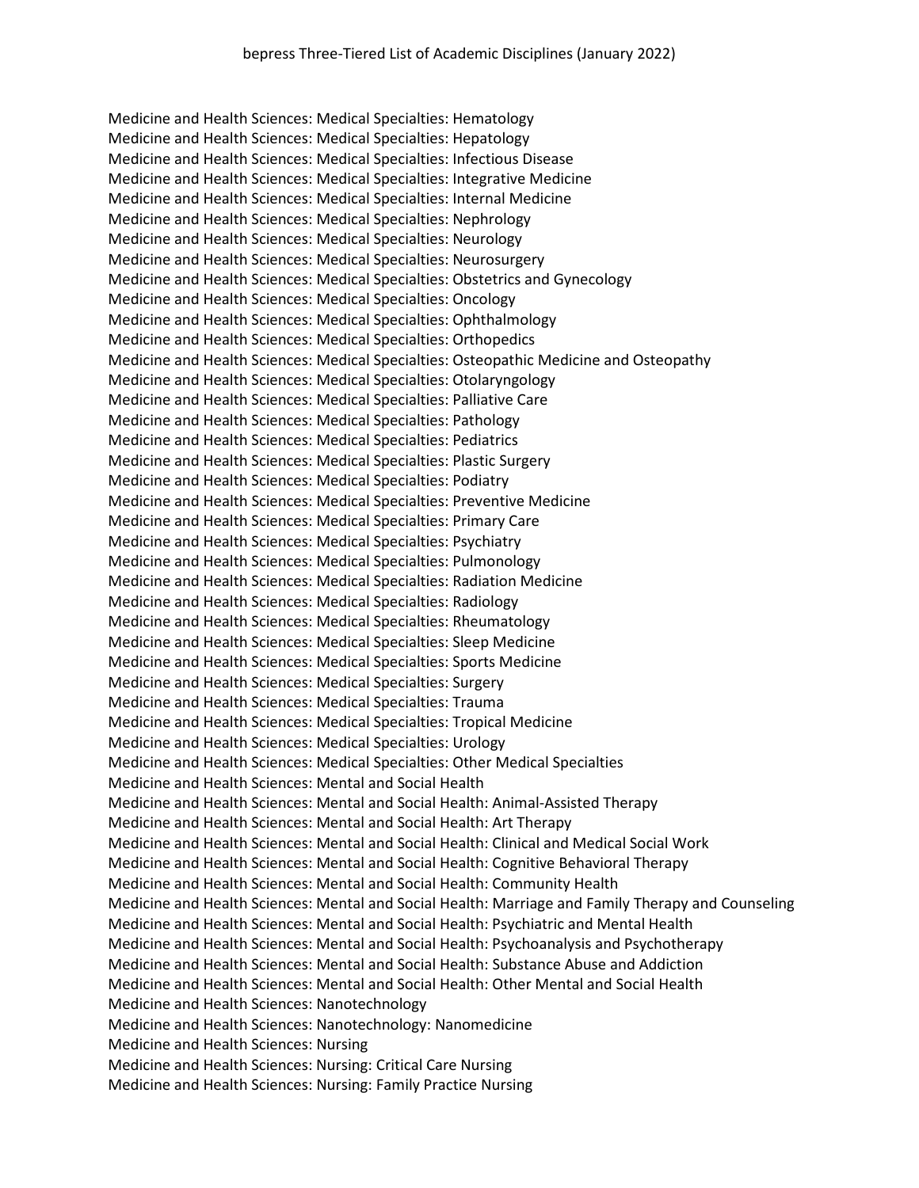Medicine and Health Sciences: Medical Specialties: Hematology
Medicine and Health Sciences: Medical Specialties: Hepatology
Medicine and Health Sciences: Medical Specialties: Infectious Disease
Medicine and Health Sciences: Medical Specialties: Integrative Medicine
Medicine and Health Sciences: Medical Specialties: Internal Medicine
Medicine and Health Sciences: Medical Specialties: Nephrology
Medicine and Health Sciences: Medical Specialties: Neurology
Medicine and Health Sciences: Medical Specialties: Neurosurgery
Medicine and Health Sciences: Medical Specialties: Obstetrics and Gynecology
Medicine and Health Sciences: Medical Specialties: Oncology
Medicine and Health Sciences: Medical Specialties: Ophthalmology
Medicine and Health Sciences: Medical Specialties: Orthopedics
Medicine and Health Sciences: Medical Specialties: Osteopathic Medicine and Osteopathy
Medicine and Health Sciences: Medical Specialties: Otolaryngology
Medicine and Health Sciences: Medical Specialties: Palliative Care
Medicine and Health Sciences: Medical Specialties: Pathology
Medicine and Health Sciences: Medical Specialties: Pediatrics
Medicine and Health Sciences: Medical Specialties: Plastic Surgery
Medicine and Health Sciences: Medical Specialties: Podiatry
Medicine and Health Sciences: Medical Specialties: Preventive Medicine
Medicine and Health Sciences: Medical Specialties: Primary Care
Medicine and Health Sciences: Medical Specialties: Psychiatry
Medicine and Health Sciences: Medical Specialties: Pulmonology
Medicine and Health Sciences: Medical Specialties: Radiation Medicine
Medicine and Health Sciences: Medical Specialties: Radiology
Medicine and Health Sciences: Medical Specialties: Rheumatology
Medicine and Health Sciences: Medical Specialties: Sleep Medicine
Medicine and Health Sciences: Medical Specialties: Sports Medicine
Medicine and Health Sciences: Medical Specialties: Surgery
Medicine and Health Sciences: Medical Specialties: Trauma
Medicine and Health Sciences: Medical Specialties: Tropical Medicine
Medicine and Health Sciences: Medical Specialties: Urology
Medicine and Health Sciences: Medical Specialties: Other Medical Specialties
Medicine and Health Sciences: Mental and Social Health
Medicine and Health Sciences: Mental and Social Health: Animal-Assisted Therapy
Medicine and Health Sciences: Mental and Social Health: Art Therapy
Medicine and Health Sciences: Mental and Social Health: Clinical and Medical Social Work
Medicine and Health Sciences: Mental and Social Health: Cognitive Behavioral Therapy
Medicine and Health Sciences: Mental and Social Health: Community Health
Medicine and Health Sciences: Mental and Social Health: Marriage and Family Therapy and Counseling
Medicine and Health Sciences: Mental and Social Health: Psychiatric and Mental Health
Medicine and Health Sciences: Mental and Social Health: Psychoanalysis and Psychotherapy
Medicine and Health Sciences: Mental and Social Health: Substance Abuse and Addiction
Medicine and Health Sciences: Mental and Social Health: Other Mental and Social Health
Medicine and Health Sciences: Nanotechnology
Medicine and Health Sciences: Nanotechnology: Nanomedicine
Medicine and Health Sciences: Nursing
Medicine and Health Sciences: Nursing: Critical Care Nursing
Medicine and Health Sciences: Nursing: Family Practice Nursing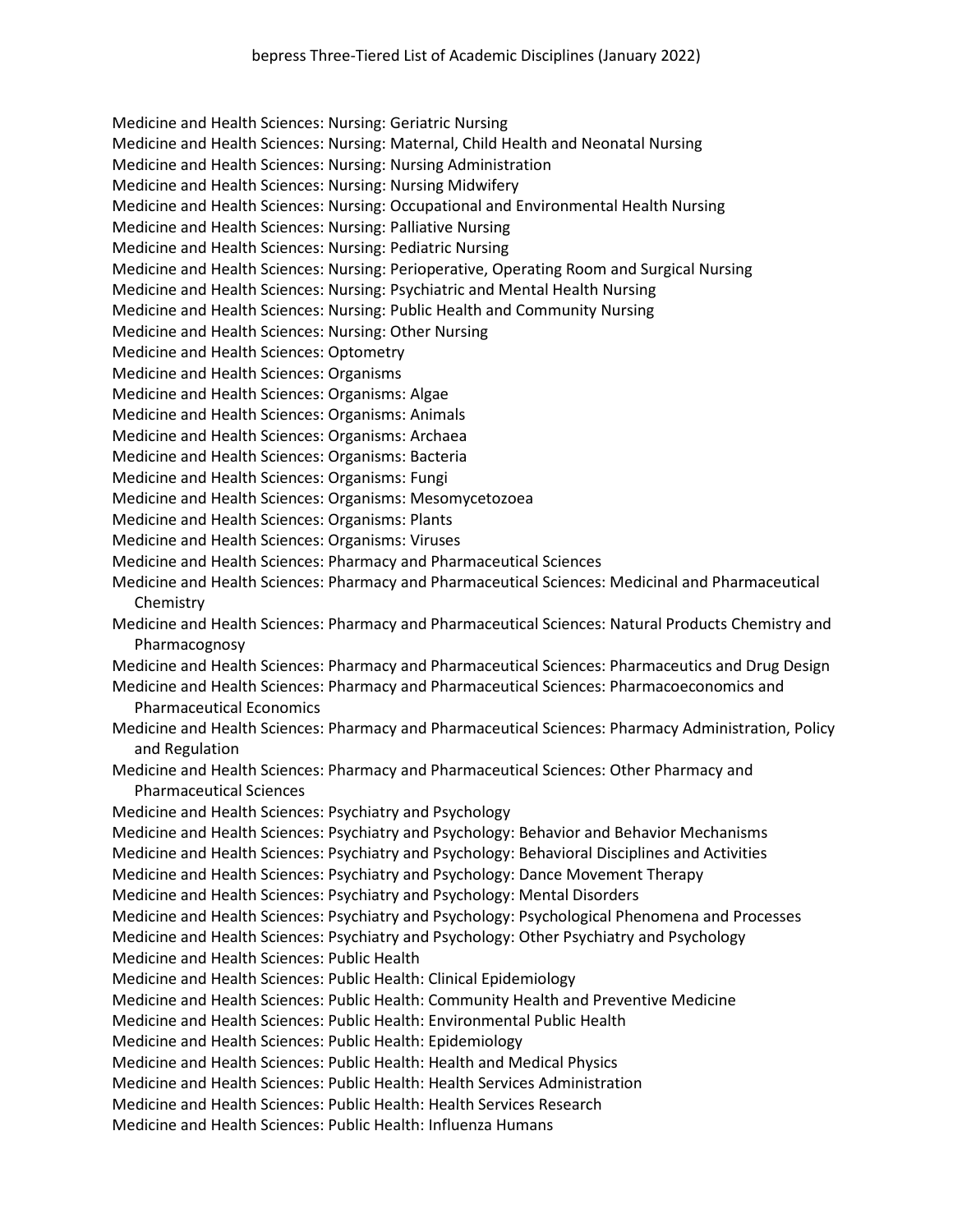Medicine and Health Sciences: Nursing: Geriatric Nursing
Medicine and Health Sciences: Nursing: Maternal, Child Health and Neonatal Nursing
Medicine and Health Sciences: Nursing: Nursing Administration
Medicine and Health Sciences: Nursing: Nursing Midwifery
Medicine and Health Sciences: Nursing: Occupational and Environmental Health Nursing
Medicine and Health Sciences: Nursing: Palliative Nursing
Medicine and Health Sciences: Nursing: Pediatric Nursing
Medicine and Health Sciences: Nursing: Perioperative, Operating Room and Surgical Nursing
Medicine and Health Sciences: Nursing: Psychiatric and Mental Health Nursing
Medicine and Health Sciences: Nursing: Public Health and Community Nursing
Medicine and Health Sciences: Nursing: Other Nursing
Medicine and Health Sciences: Optometry
Medicine and Health Sciences: Organisms
Medicine and Health Sciences: Organisms: Algae
Medicine and Health Sciences: Organisms: Animals
Medicine and Health Sciences: Organisms: Archaea
Medicine and Health Sciences: Organisms: Bacteria
Medicine and Health Sciences: Organisms: Fungi
Medicine and Health Sciences: Organisms: Mesomycetozoea
Medicine and Health Sciences: Organisms: Plants
Medicine and Health Sciences: Organisms: Viruses
Medicine and Health Sciences: Pharmacy and Pharmaceutical Sciences
Medicine and Health Sciences: Pharmacy and Pharmaceutical Sciences: Medicinal and Pharmaceutical Chemistry
Medicine and Health Sciences: Pharmacy and Pharmaceutical Sciences: Natural Products Chemistry and Pharmacognosy
Medicine and Health Sciences: Pharmacy and Pharmaceutical Sciences: Pharmaceutics and Drug Design
Medicine and Health Sciences: Pharmacy and Pharmaceutical Sciences: Pharmacoeconomics and Pharmaceutical Economics
Medicine and Health Sciences: Pharmacy and Pharmaceutical Sciences: Pharmacy Administration, Policy and Regulation
Medicine and Health Sciences: Pharmacy and Pharmaceutical Sciences: Other Pharmacy and Pharmaceutical Sciences
Medicine and Health Sciences: Psychiatry and Psychology
Medicine and Health Sciences: Psychiatry and Psychology: Behavior and Behavior Mechanisms
Medicine and Health Sciences: Psychiatry and Psychology: Behavioral Disciplines and Activities
Medicine and Health Sciences: Psychiatry and Psychology: Dance Movement Therapy
Medicine and Health Sciences: Psychiatry and Psychology: Mental Disorders
Medicine and Health Sciences: Psychiatry and Psychology: Psychological Phenomena and Processes
Medicine and Health Sciences: Psychiatry and Psychology: Other Psychiatry and Psychology
Medicine and Health Sciences: Public Health
Medicine and Health Sciences: Public Health: Clinical Epidemiology
Medicine and Health Sciences: Public Health: Community Health and Preventive Medicine
Medicine and Health Sciences: Public Health: Environmental Public Health
Medicine and Health Sciences: Public Health: Epidemiology
Medicine and Health Sciences: Public Health: Health and Medical Physics
Medicine and Health Sciences: Public Health: Health Services Administration
Medicine and Health Sciences: Public Health: Health Services Research
Medicine and Health Sciences: Public Health: Influenza Humans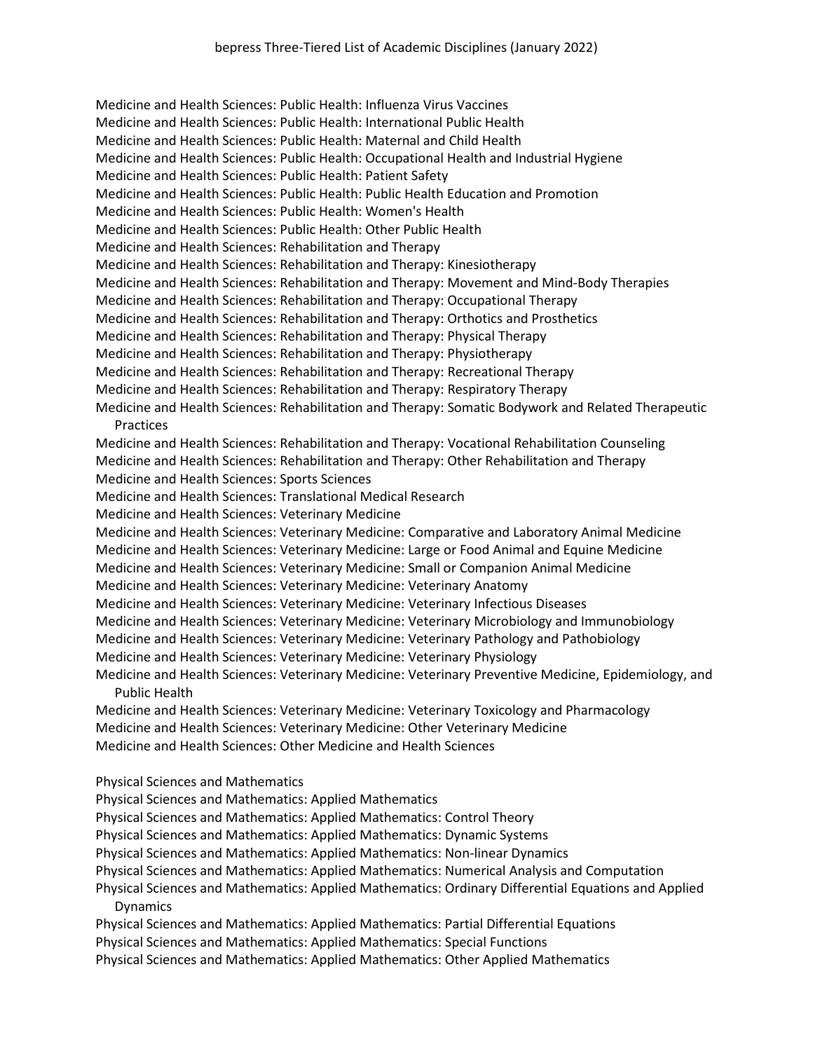Medicine and Health Sciences: Public Health: Influenza Virus Vaccines
Medicine and Health Sciences: Public Health: International Public Health
Medicine and Health Sciences: Public Health: Maternal and Child Health
Medicine and Health Sciences: Public Health: Occupational Health and Industrial Hygiene
Medicine and Health Sciences: Public Health: Patient Safety
Medicine and Health Sciences: Public Health: Public Health Education and Promotion
Medicine and Health Sciences: Public Health: Women's Health
Medicine and Health Sciences: Public Health: Other Public Health
Medicine and Health Sciences: Rehabilitation and Therapy
Medicine and Health Sciences: Rehabilitation and Therapy: Kinesiotherapy
Medicine and Health Sciences: Rehabilitation and Therapy: Movement and Mind-Body Therapies
Medicine and Health Sciences: Rehabilitation and Therapy: Occupational Therapy
Medicine and Health Sciences: Rehabilitation and Therapy: Orthotics and Prosthetics
Medicine and Health Sciences: Rehabilitation and Therapy: Physical Therapy
Medicine and Health Sciences: Rehabilitation and Therapy: Physiotherapy
Medicine and Health Sciences: Rehabilitation and Therapy: Recreational Therapy
Medicine and Health Sciences: Rehabilitation and Therapy: Respiratory Therapy
Medicine and Health Sciences: Rehabilitation and Therapy: Somatic Bodywork and Related Therapeutic Practices
Medicine and Health Sciences: Rehabilitation and Therapy: Vocational Rehabilitation Counseling
Medicine and Health Sciences: Rehabilitation and Therapy: Other Rehabilitation and Therapy
Medicine and Health Sciences: Sports Sciences
Medicine and Health Sciences: Translational Medical Research
Medicine and Health Sciences: Veterinary Medicine
Medicine and Health Sciences: Veterinary Medicine: Comparative and Laboratory Animal Medicine
Medicine and Health Sciences: Veterinary Medicine: Large or Food Animal and Equine Medicine
Medicine and Health Sciences: Veterinary Medicine: Small or Companion Animal Medicine
Medicine and Health Sciences: Veterinary Medicine: Veterinary Anatomy
Medicine and Health Sciences: Veterinary Medicine: Veterinary Infectious Diseases
Medicine and Health Sciences: Veterinary Medicine: Veterinary Microbiology and Immunobiology
Medicine and Health Sciences: Veterinary Medicine: Veterinary Pathology and Pathobiology
Medicine and Health Sciences: Veterinary Medicine: Veterinary Physiology
Medicine and Health Sciences: Veterinary Medicine: Veterinary Preventive Medicine, Epidemiology, and Public Health
Medicine and Health Sciences: Veterinary Medicine: Veterinary Toxicology and Pharmacology
Medicine and Health Sciences: Veterinary Medicine: Other Veterinary Medicine
Medicine and Health Sciences: Other Medicine and Health Sciences

Physical Sciences and Mathematics
Physical Sciences and Mathematics: Applied Mathematics
Physical Sciences and Mathematics: Applied Mathematics: Control Theory
Physical Sciences and Mathematics: Applied Mathematics: Dynamic Systems
Physical Sciences and Mathematics: Applied Mathematics: Non-linear Dynamics
Physical Sciences and Mathematics: Applied Mathematics: Numerical Analysis and Computation
Physical Sciences and Mathematics: Applied Mathematics: Ordinary Differential Equations and Applied Dynamics
Physical Sciences and Mathematics: Applied Mathematics: Partial Differential Equations
Physical Sciences and Mathematics: Applied Mathematics: Special Functions
Physical Sciences and Mathematics: Applied Mathematics: Other Applied Mathematics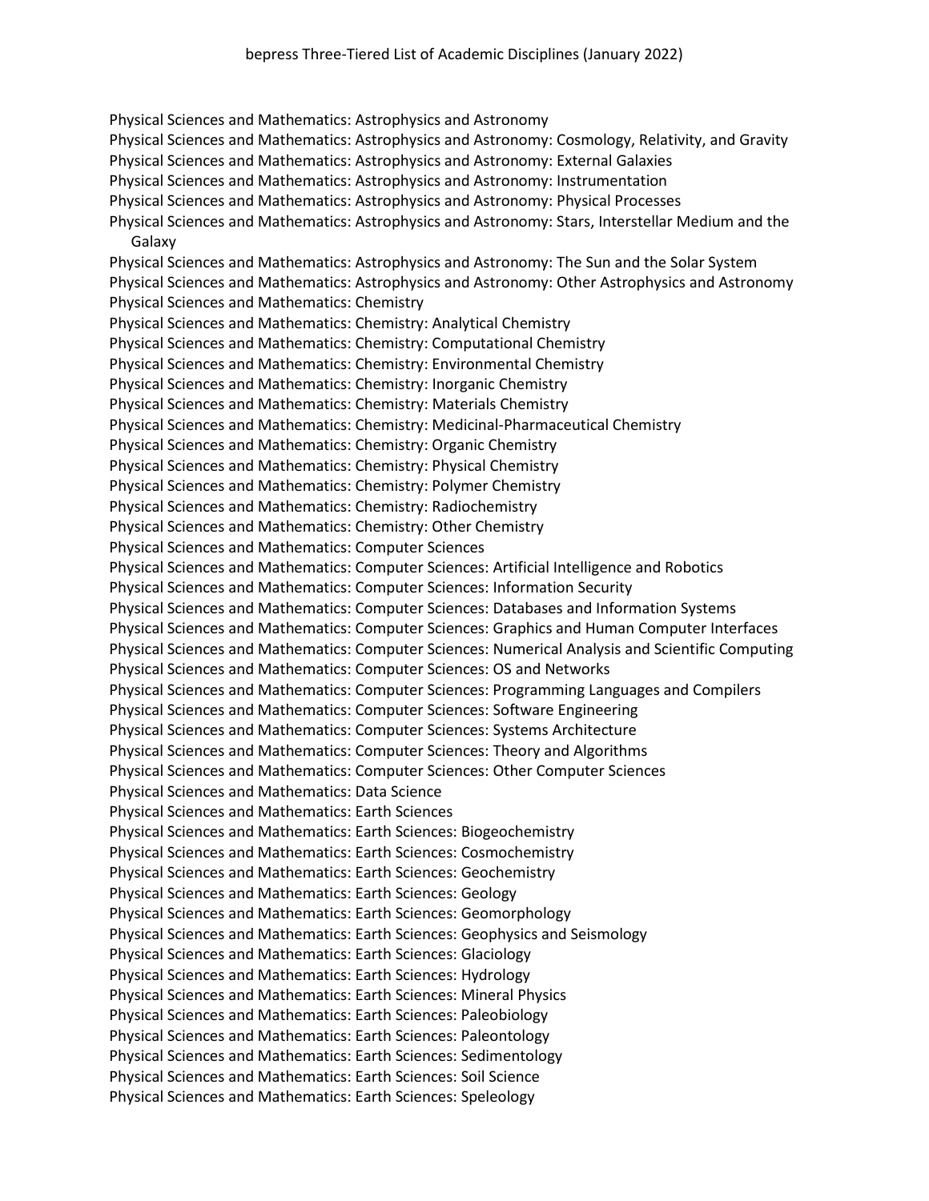Physical Sciences and Mathematics: Astrophysics and Astronomy
Physical Sciences and Mathematics: Astrophysics and Astronomy: Cosmology, Relativity, and Gravity
Physical Sciences and Mathematics: Astrophysics and Astronomy: External Galaxies
Physical Sciences and Mathematics: Astrophysics and Astronomy: Instrumentation
Physical Sciences and Mathematics: Astrophysics and Astronomy: Physical Processes
Physical Sciences and Mathematics: Astrophysics and Astronomy: Stars, Interstellar Medium and the Galaxy
Physical Sciences and Mathematics: Astrophysics and Astronomy: The Sun and the Solar System
Physical Sciences and Mathematics: Astrophysics and Astronomy: Other Astrophysics and Astronomy
Physical Sciences and Mathematics: Chemistry
Physical Sciences and Mathematics: Chemistry: Analytical Chemistry
Physical Sciences and Mathematics: Chemistry: Computational Chemistry
Physical Sciences and Mathematics: Chemistry: Environmental Chemistry
Physical Sciences and Mathematics: Chemistry: Inorganic Chemistry
Physical Sciences and Mathematics: Chemistry: Materials Chemistry
Physical Sciences and Mathematics: Chemistry: Medicinal-Pharmaceutical Chemistry
Physical Sciences and Mathematics: Chemistry: Organic Chemistry
Physical Sciences and Mathematics: Chemistry: Physical Chemistry
Physical Sciences and Mathematics: Chemistry: Polymer Chemistry
Physical Sciences and Mathematics: Chemistry: Radiochemistry
Physical Sciences and Mathematics: Chemistry: Other Chemistry
Physical Sciences and Mathematics: Computer Sciences
Physical Sciences and Mathematics: Computer Sciences: Artificial Intelligence and Robotics
Physical Sciences and Mathematics: Computer Sciences: Information Security
Physical Sciences and Mathematics: Computer Sciences: Databases and Information Systems
Physical Sciences and Mathematics: Computer Sciences: Graphics and Human Computer Interfaces
Physical Sciences and Mathematics: Computer Sciences: Numerical Analysis and Scientific Computing
Physical Sciences and Mathematics: Computer Sciences: OS and Networks
Physical Sciences and Mathematics: Computer Sciences: Programming Languages and Compilers
Physical Sciences and Mathematics: Computer Sciences: Software Engineering
Physical Sciences and Mathematics: Computer Sciences: Systems Architecture
Physical Sciences and Mathematics: Computer Sciences: Theory and Algorithms
Physical Sciences and Mathematics: Computer Sciences: Other Computer Sciences
Physical Sciences and Mathematics: Data Science
Physical Sciences and Mathematics: Earth Sciences
Physical Sciences and Mathematics: Earth Sciences: Biogeochemistry
Physical Sciences and Mathematics: Earth Sciences: Cosmochemistry
Physical Sciences and Mathematics: Earth Sciences: Geochemistry
Physical Sciences and Mathematics: Earth Sciences: Geology
Physical Sciences and Mathematics: Earth Sciences: Geomorphology
Physical Sciences and Mathematics: Earth Sciences: Geophysics and Seismology
Physical Sciences and Mathematics: Earth Sciences: Glaciology
Physical Sciences and Mathematics: Earth Sciences: Hydrology
Physical Sciences and Mathematics: Earth Sciences: Mineral Physics
Physical Sciences and Mathematics: Earth Sciences: Paleobiology
Physical Sciences and Mathematics: Earth Sciences: Paleontology
Physical Sciences and Mathematics: Earth Sciences: Sedimentology
Physical Sciences and Mathematics: Earth Sciences: Soil Science
Physical Sciences and Mathematics: Earth Sciences: Speleology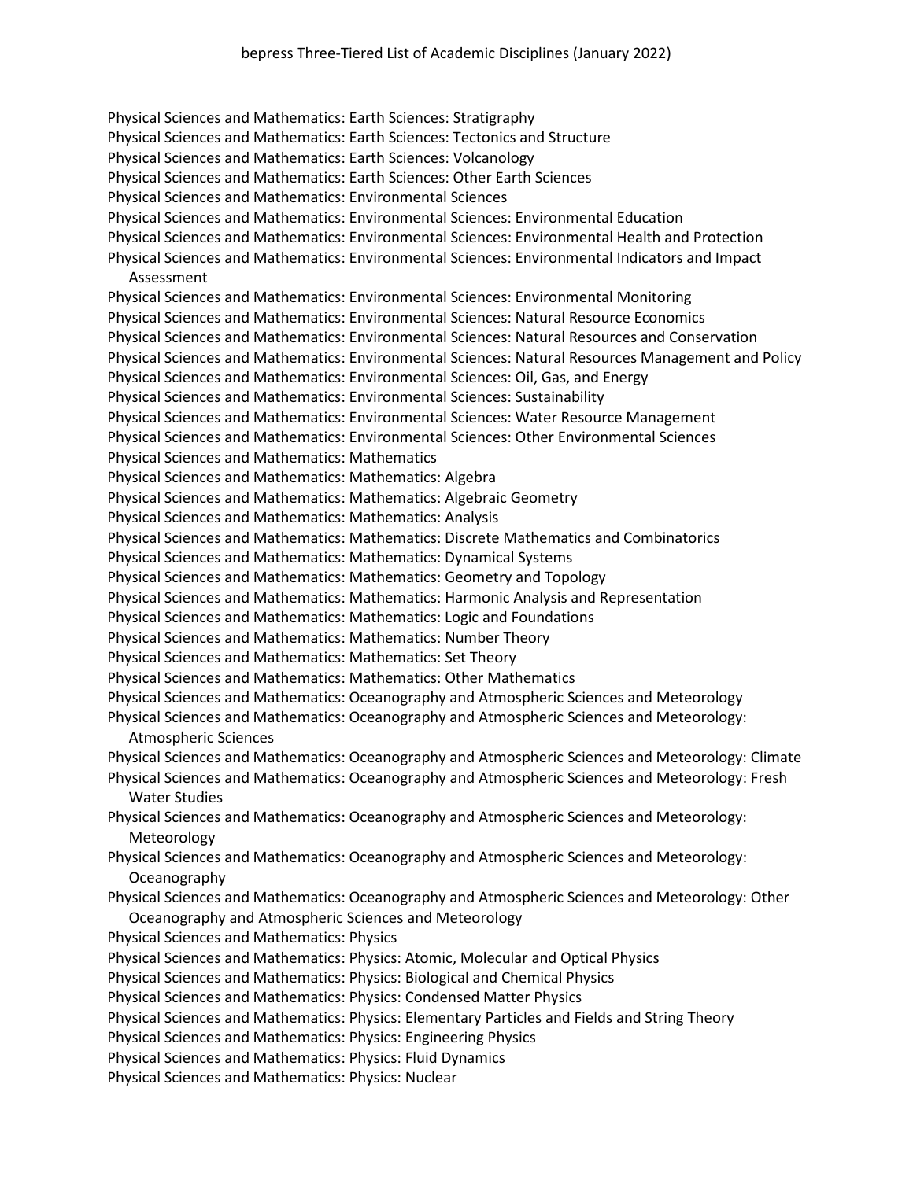Physical Sciences and Mathematics: Earth Sciences: Stratigraphy
Physical Sciences and Mathematics: Earth Sciences: Tectonics and Structure
Physical Sciences and Mathematics: Earth Sciences: Volcanology
Physical Sciences and Mathematics: Earth Sciences: Other Earth Sciences
Physical Sciences and Mathematics: Environmental Sciences
Physical Sciences and Mathematics: Environmental Sciences: Environmental Education
Physical Sciences and Mathematics: Environmental Sciences: Environmental Health and Protection
Physical Sciences and Mathematics: Environmental Sciences: Environmental Indicators and Impact Assessment
Physical Sciences and Mathematics: Environmental Sciences: Environmental Monitoring
Physical Sciences and Mathematics: Environmental Sciences: Natural Resource Economics
Physical Sciences and Mathematics: Environmental Sciences: Natural Resources and Conservation
Physical Sciences and Mathematics: Environmental Sciences: Natural Resources Management and Policy
Physical Sciences and Mathematics: Environmental Sciences: Oil, Gas, and Energy
Physical Sciences and Mathematics: Environmental Sciences: Sustainability
Physical Sciences and Mathematics: Environmental Sciences: Water Resource Management
Physical Sciences and Mathematics: Environmental Sciences: Other Environmental Sciences
Physical Sciences and Mathematics: Mathematics
Physical Sciences and Mathematics: Mathematics: Algebra
Physical Sciences and Mathematics: Mathematics: Algebraic Geometry
Physical Sciences and Mathematics: Mathematics: Analysis
Physical Sciences and Mathematics: Mathematics: Discrete Mathematics and Combinatorics
Physical Sciences and Mathematics: Mathematics: Dynamical Systems
Physical Sciences and Mathematics: Mathematics: Geometry and Topology
Physical Sciences and Mathematics: Mathematics: Harmonic Analysis and Representation
Physical Sciences and Mathematics: Mathematics: Logic and Foundations
Physical Sciences and Mathematics: Mathematics: Number Theory
Physical Sciences and Mathematics: Mathematics: Set Theory
Physical Sciences and Mathematics: Mathematics: Other Mathematics
Physical Sciences and Mathematics: Oceanography and Atmospheric Sciences and Meteorology
Physical Sciences and Mathematics: Oceanography and Atmospheric Sciences and Meteorology: Atmospheric Sciences
Physical Sciences and Mathematics: Oceanography and Atmospheric Sciences and Meteorology: Climate
Physical Sciences and Mathematics: Oceanography and Atmospheric Sciences and Meteorology: Fresh Water Studies
Physical Sciences and Mathematics: Oceanography and Atmospheric Sciences and Meteorology: Meteorology
Physical Sciences and Mathematics: Oceanography and Atmospheric Sciences and Meteorology: Oceanography
Physical Sciences and Mathematics: Oceanography and Atmospheric Sciences and Meteorology: Other Oceanography and Atmospheric Sciences and Meteorology
Physical Sciences and Mathematics: Physics
Physical Sciences and Mathematics: Physics: Atomic, Molecular and Optical Physics
Physical Sciences and Mathematics: Physics: Biological and Chemical Physics
Physical Sciences and Mathematics: Physics: Condensed Matter Physics
Physical Sciences and Mathematics: Physics: Elementary Particles and Fields and String Theory
Physical Sciences and Mathematics: Physics: Engineering Physics
Physical Sciences and Mathematics: Physics: Fluid Dynamics
Physical Sciences and Mathematics: Physics: Nuclear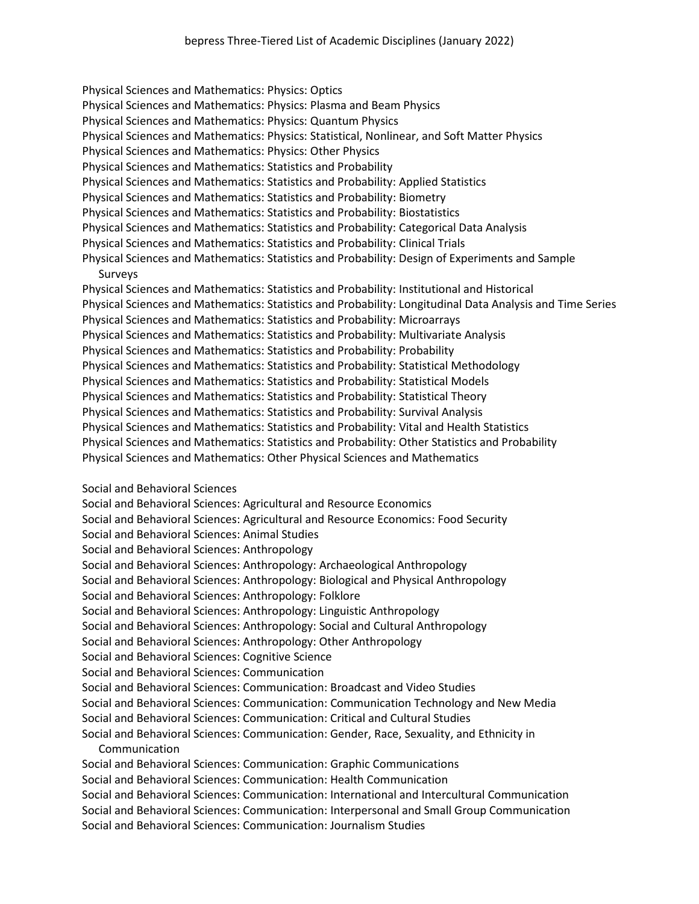Physical Sciences and Mathematics: Physics: Optics
Physical Sciences and Mathematics: Physics: Plasma and Beam Physics
Physical Sciences and Mathematics: Physics: Quantum Physics
Physical Sciences and Mathematics: Physics: Statistical, Nonlinear, and Soft Matter Physics
Physical Sciences and Mathematics: Physics: Other Physics
Physical Sciences and Mathematics: Statistics and Probability
Physical Sciences and Mathematics: Statistics and Probability: Applied Statistics
Physical Sciences and Mathematics: Statistics and Probability: Biometry
Physical Sciences and Mathematics: Statistics and Probability: Biostatistics
Physical Sciences and Mathematics: Statistics and Probability: Categorical Data Analysis
Physical Sciences and Mathematics: Statistics and Probability: Clinical Trials
Physical Sciences and Mathematics: Statistics and Probability: Design of Experiments and Sample Surveys
Physical Sciences and Mathematics: Statistics and Probability: Institutional and Historical
Physical Sciences and Mathematics: Statistics and Probability: Longitudinal Data Analysis and Time Series
Physical Sciences and Mathematics: Statistics and Probability: Microarrays
Physical Sciences and Mathematics: Statistics and Probability: Multivariate Analysis
Physical Sciences and Mathematics: Statistics and Probability: Probability
Physical Sciences and Mathematics: Statistics and Probability: Statistical Methodology
Physical Sciences and Mathematics: Statistics and Probability: Statistical Models
Physical Sciences and Mathematics: Statistics and Probability: Statistical Theory
Physical Sciences and Mathematics: Statistics and Probability: Survival Analysis
Physical Sciences and Mathematics: Statistics and Probability: Vital and Health Statistics
Physical Sciences and Mathematics: Statistics and Probability: Other Statistics and Probability
Physical Sciences and Mathematics: Other Physical Sciences and Mathematics

Social and Behavioral Sciences
Social and Behavioral Sciences: Agricultural and Resource Economics
Social and Behavioral Sciences: Agricultural and Resource Economics: Food Security
Social and Behavioral Sciences: Animal Studies
Social and Behavioral Sciences: Anthropology
Social and Behavioral Sciences: Anthropology: Archaeological Anthropology
Social and Behavioral Sciences: Anthropology: Biological and Physical Anthropology
Social and Behavioral Sciences: Anthropology: Folklore
Social and Behavioral Sciences: Anthropology: Linguistic Anthropology
Social and Behavioral Sciences: Anthropology: Social and Cultural Anthropology
Social and Behavioral Sciences: Anthropology: Other Anthropology
Social and Behavioral Sciences: Cognitive Science
Social and Behavioral Sciences: Communication
Social and Behavioral Sciences: Communication: Broadcast and Video Studies
Social and Behavioral Sciences: Communication: Communication Technology and New Media
Social and Behavioral Sciences: Communication: Critical and Cultural Studies
Social and Behavioral Sciences: Communication: Gender, Race, Sexuality, and Ethnicity in Communication
Social and Behavioral Sciences: Communication: Graphic Communications
Social and Behavioral Sciences: Communication: Health Communication
Social and Behavioral Sciences: Communication: International and Intercultural Communication
Social and Behavioral Sciences: Communication: Interpersonal and Small Group Communication
Social and Behavioral Sciences: Communication: Journalism Studies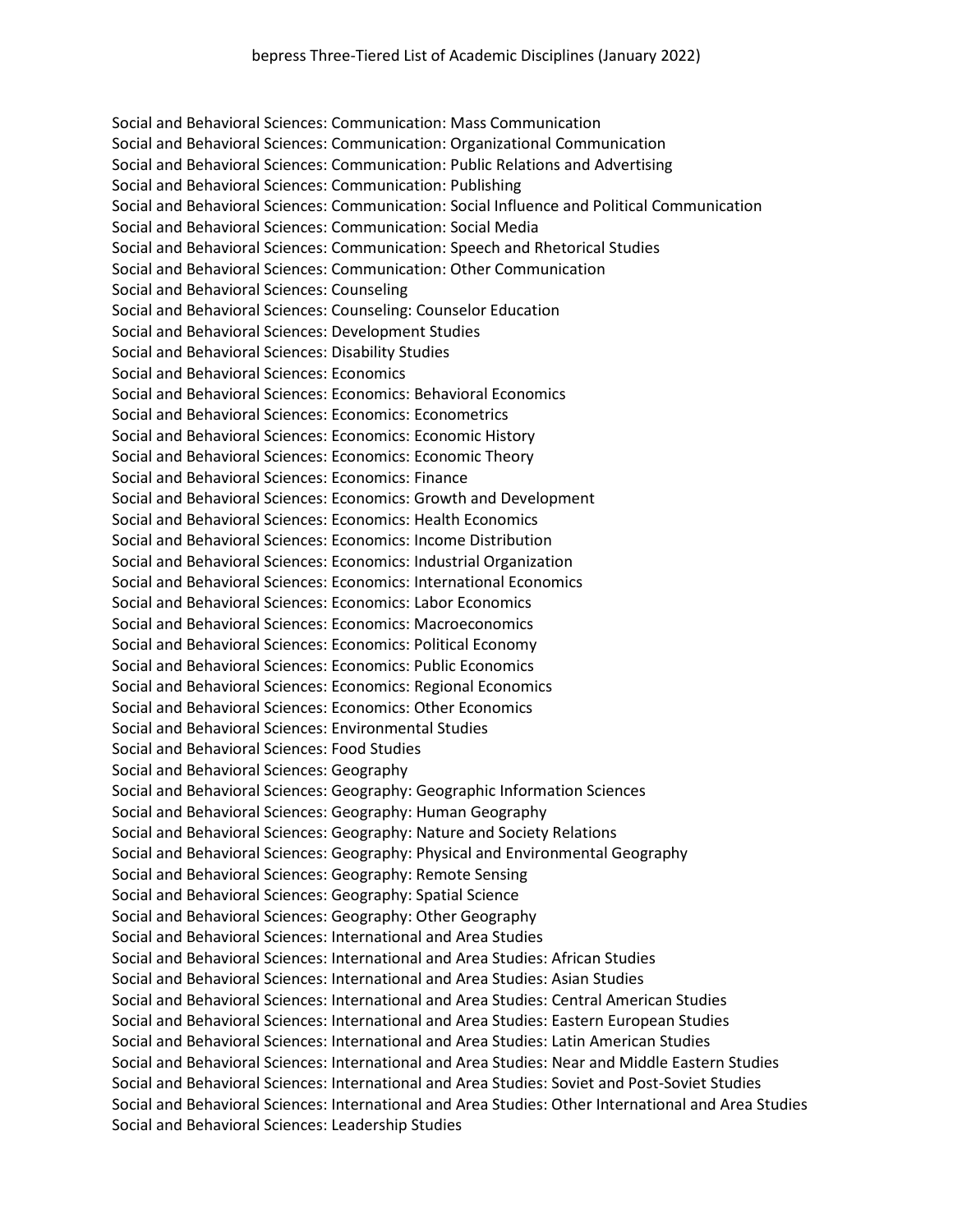Social and Behavioral Sciences: Communication: Mass Communication
Social and Behavioral Sciences: Communication: Organizational Communication
Social and Behavioral Sciences: Communication: Public Relations and Advertising
Social and Behavioral Sciences: Communication: Publishing
Social and Behavioral Sciences: Communication: Social Influence and Political Communication
Social and Behavioral Sciences: Communication: Social Media
Social and Behavioral Sciences: Communication: Speech and Rhetorical Studies
Social and Behavioral Sciences: Communication: Other Communication
Social and Behavioral Sciences: Counseling
Social and Behavioral Sciences: Counseling: Counselor Education
Social and Behavioral Sciences: Development Studies
Social and Behavioral Sciences: Disability Studies
Social and Behavioral Sciences: Economics
Social and Behavioral Sciences: Economics: Behavioral Economics
Social and Behavioral Sciences: Economics: Econometrics
Social and Behavioral Sciences: Economics: Economic History
Social and Behavioral Sciences: Economics: Economic Theory
Social and Behavioral Sciences: Economics: Finance
Social and Behavioral Sciences: Economics: Growth and Development
Social and Behavioral Sciences: Economics: Health Economics
Social and Behavioral Sciences: Economics: Income Distribution
Social and Behavioral Sciences: Economics: Industrial Organization
Social and Behavioral Sciences: Economics: International Economics
Social and Behavioral Sciences: Economics: Labor Economics
Social and Behavioral Sciences: Economics: Macroeconomics
Social and Behavioral Sciences: Economics: Political Economy
Social and Behavioral Sciences: Economics: Public Economics
Social and Behavioral Sciences: Economics: Regional Economics
Social and Behavioral Sciences: Economics: Other Economics
Social and Behavioral Sciences: Environmental Studies
Social and Behavioral Sciences: Food Studies
Social and Behavioral Sciences: Geography
Social and Behavioral Sciences: Geography: Geographic Information Sciences
Social and Behavioral Sciences: Geography: Human Geography
Social and Behavioral Sciences: Geography: Nature and Society Relations
Social and Behavioral Sciences: Geography: Physical and Environmental Geography
Social and Behavioral Sciences: Geography: Remote Sensing
Social and Behavioral Sciences: Geography: Spatial Science
Social and Behavioral Sciences: Geography: Other Geography
Social and Behavioral Sciences: International and Area Studies
Social and Behavioral Sciences: International and Area Studies: African Studies
Social and Behavioral Sciences: International and Area Studies: Asian Studies
Social and Behavioral Sciences: International and Area Studies: Central American Studies
Social and Behavioral Sciences: International and Area Studies: Eastern European Studies
Social and Behavioral Sciences: International and Area Studies: Latin American Studies
Social and Behavioral Sciences: International and Area Studies: Near and Middle Eastern Studies
Social and Behavioral Sciences: International and Area Studies: Soviet and Post-Soviet Studies
Social and Behavioral Sciences: International and Area Studies: Other International and Area Studies
Social and Behavioral Sciences: Leadership Studies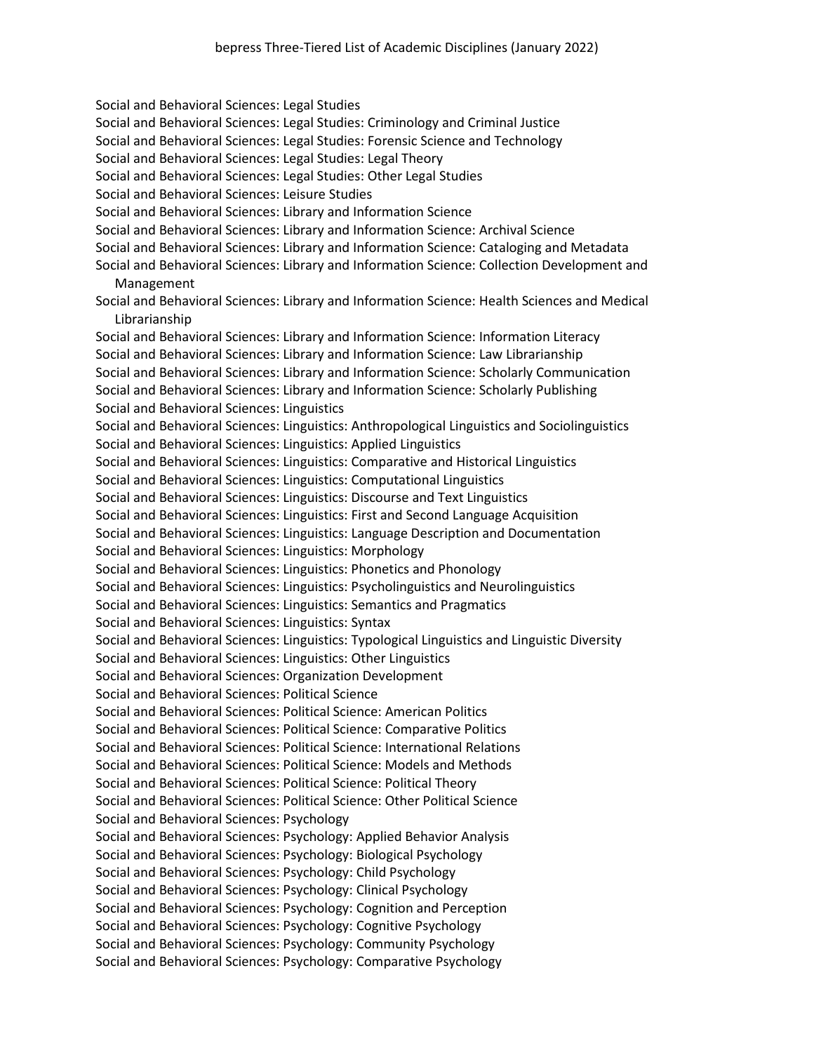Social and Behavioral Sciences: Legal Studies
Social and Behavioral Sciences: Legal Studies: Criminology and Criminal Justice
Social and Behavioral Sciences: Legal Studies: Forensic Science and Technology
Social and Behavioral Sciences: Legal Studies: Legal Theory
Social and Behavioral Sciences: Legal Studies: Other Legal Studies
Social and Behavioral Sciences: Leisure Studies
Social and Behavioral Sciences: Library and Information Science
Social and Behavioral Sciences: Library and Information Science: Archival Science
Social and Behavioral Sciences: Library and Information Science: Cataloging and Metadata
Social and Behavioral Sciences: Library and Information Science: Collection Development and Management
Social and Behavioral Sciences: Library and Information Science: Health Sciences and Medical Librarianship
Social and Behavioral Sciences: Library and Information Science: Information Literacy
Social and Behavioral Sciences: Library and Information Science: Law Librarianship
Social and Behavioral Sciences: Library and Information Science: Scholarly Communication
Social and Behavioral Sciences: Library and Information Science: Scholarly Publishing
Social and Behavioral Sciences: Linguistics
Social and Behavioral Sciences: Linguistics: Anthropological Linguistics and Sociolinguistics
Social and Behavioral Sciences: Linguistics: Applied Linguistics
Social and Behavioral Sciences: Linguistics: Comparative and Historical Linguistics
Social and Behavioral Sciences: Linguistics: Computational Linguistics
Social and Behavioral Sciences: Linguistics: Discourse and Text Linguistics
Social and Behavioral Sciences: Linguistics: First and Second Language Acquisition
Social and Behavioral Sciences: Linguistics: Language Description and Documentation
Social and Behavioral Sciences: Linguistics: Morphology
Social and Behavioral Sciences: Linguistics: Phonetics and Phonology
Social and Behavioral Sciences: Linguistics: Psycholinguistics and Neurolinguistics
Social and Behavioral Sciences: Linguistics: Semantics and Pragmatics
Social and Behavioral Sciences: Linguistics: Syntax
Social and Behavioral Sciences: Linguistics: Typological Linguistics and Linguistic Diversity
Social and Behavioral Sciences: Linguistics: Other Linguistics
Social and Behavioral Sciences: Organization Development
Social and Behavioral Sciences: Political Science
Social and Behavioral Sciences: Political Science: American Politics
Social and Behavioral Sciences: Political Science: Comparative Politics
Social and Behavioral Sciences: Political Science: International Relations
Social and Behavioral Sciences: Political Science: Models and Methods
Social and Behavioral Sciences: Political Science: Political Theory
Social and Behavioral Sciences: Political Science: Other Political Science
Social and Behavioral Sciences: Psychology
Social and Behavioral Sciences: Psychology: Applied Behavior Analysis
Social and Behavioral Sciences: Psychology: Biological Psychology
Social and Behavioral Sciences: Psychology: Child Psychology
Social and Behavioral Sciences: Psychology: Clinical Psychology
Social and Behavioral Sciences: Psychology: Cognition and Perception
Social and Behavioral Sciences: Psychology: Cognitive Psychology
Social and Behavioral Sciences: Psychology: Community Psychology
Social and Behavioral Sciences: Psychology: Comparative Psychology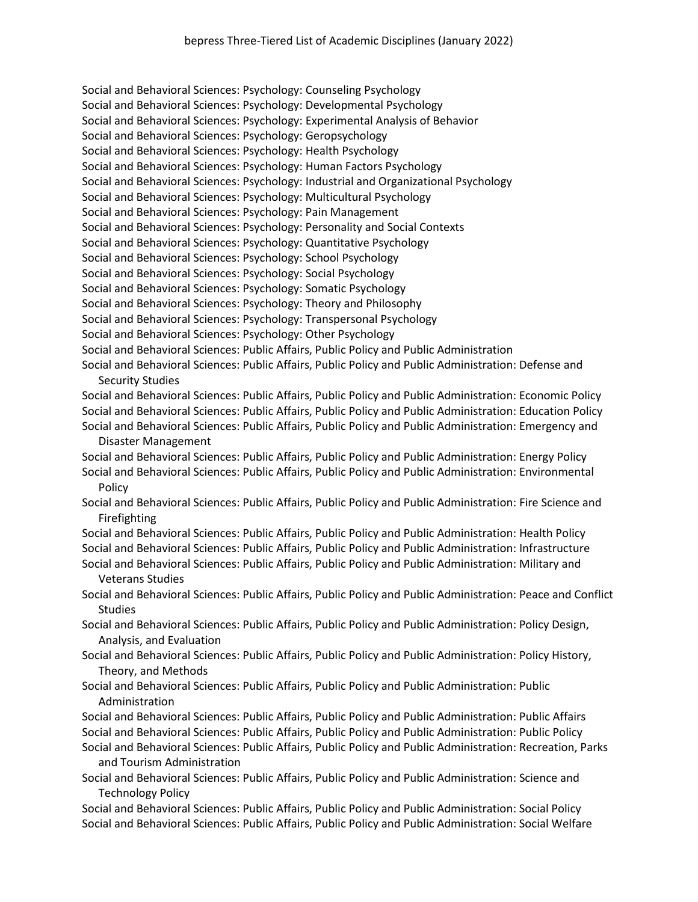Social and Behavioral Sciences: Psychology: Counseling Psychology
Social and Behavioral Sciences: Psychology: Developmental Psychology
Social and Behavioral Sciences: Psychology: Experimental Analysis of Behavior
Social and Behavioral Sciences: Psychology: Geropsychology
Social and Behavioral Sciences: Psychology: Health Psychology
Social and Behavioral Sciences: Psychology: Human Factors Psychology
Social and Behavioral Sciences: Psychology: Industrial and Organizational Psychology
Social and Behavioral Sciences: Psychology: Multicultural Psychology
Social and Behavioral Sciences: Psychology: Pain Management
Social and Behavioral Sciences: Psychology: Personality and Social Contexts
Social and Behavioral Sciences: Psychology: Quantitative Psychology
Social and Behavioral Sciences: Psychology: School Psychology
Social and Behavioral Sciences: Psychology: Social Psychology
Social and Behavioral Sciences: Psychology: Somatic Psychology
Social and Behavioral Sciences: Psychology: Theory and Philosophy
Social and Behavioral Sciences: Psychology: Transpersonal Psychology
Social and Behavioral Sciences: Psychology: Other Psychology
Social and Behavioral Sciences: Public Affairs, Public Policy and Public Administration
Social and Behavioral Sciences: Public Affairs, Public Policy and Public Administration: Defense and Security Studies
Social and Behavioral Sciences: Public Affairs, Public Policy and Public Administration: Economic Policy
Social and Behavioral Sciences: Public Affairs, Public Policy and Public Administration: Education Policy
Social and Behavioral Sciences: Public Affairs, Public Policy and Public Administration: Emergency and Disaster Management
Social and Behavioral Sciences: Public Affairs, Public Policy and Public Administration: Energy Policy
Social and Behavioral Sciences: Public Affairs, Public Policy and Public Administration: Environmental Policy
Social and Behavioral Sciences: Public Affairs, Public Policy and Public Administration: Fire Science and Firefighting
Social and Behavioral Sciences: Public Affairs, Public Policy and Public Administration: Health Policy
Social and Behavioral Sciences: Public Affairs, Public Policy and Public Administration: Infrastructure
Social and Behavioral Sciences: Public Affairs, Public Policy and Public Administration: Military and Veterans Studies
Social and Behavioral Sciences: Public Affairs, Public Policy and Public Administration: Peace and Conflict Studies
Social and Behavioral Sciences: Public Affairs, Public Policy and Public Administration: Policy Design, Analysis, and Evaluation
Social and Behavioral Sciences: Public Affairs, Public Policy and Public Administration: Policy History, Theory, and Methods
Social and Behavioral Sciences: Public Affairs, Public Policy and Public Administration: Public Administration
Social and Behavioral Sciences: Public Affairs, Public Policy and Public Administration: Public Affairs
Social and Behavioral Sciences: Public Affairs, Public Policy and Public Administration: Public Policy
Social and Behavioral Sciences: Public Affairs, Public Policy and Public Administration: Recreation, Parks and Tourism Administration
Social and Behavioral Sciences: Public Affairs, Public Policy and Public Administration: Science and Technology Policy
Social and Behavioral Sciences: Public Affairs, Public Policy and Public Administration: Social Policy
Social and Behavioral Sciences: Public Affairs, Public Policy and Public Administration: Social Welfare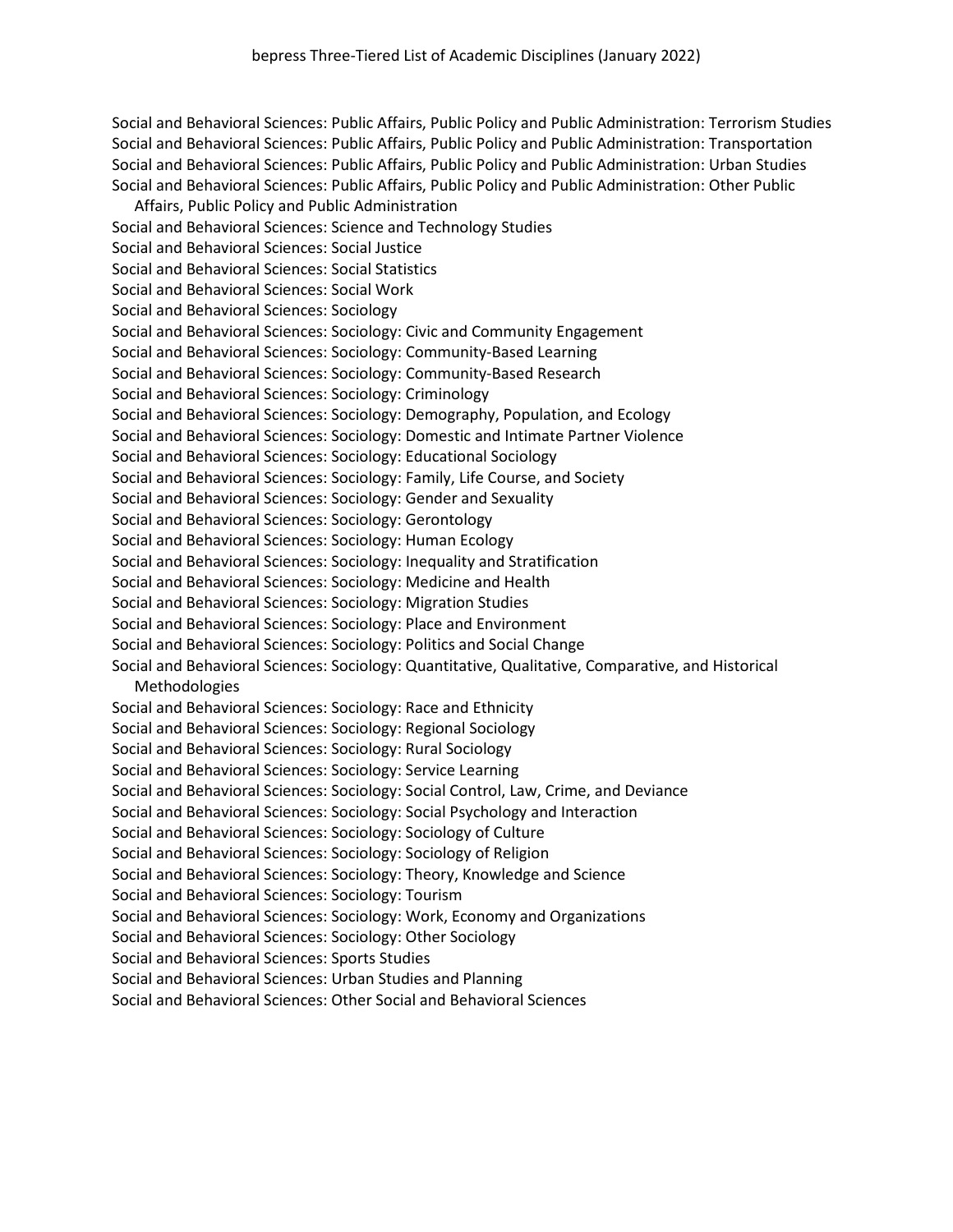Social and Behavioral Sciences: Public Affairs, Public Policy and Public Administration: Terrorism Studies
Social and Behavioral Sciences: Public Affairs, Public Policy and Public Administration: Transportation
Social and Behavioral Sciences: Public Affairs, Public Policy and Public Administration: Urban Studies
Social and Behavioral Sciences: Public Affairs, Public Policy and Public Administration: Other Public Affairs, Public Policy and Public Administration
Social and Behavioral Sciences: Science and Technology Studies
Social and Behavioral Sciences: Social Justice
Social and Behavioral Sciences: Social Statistics
Social and Behavioral Sciences: Social Work
Social and Behavioral Sciences: Sociology
Social and Behavioral Sciences: Sociology: Civic and Community Engagement
Social and Behavioral Sciences: Sociology: Community-Based Learning
Social and Behavioral Sciences: Sociology: Community-Based Research
Social and Behavioral Sciences: Sociology: Criminology
Social and Behavioral Sciences: Sociology: Demography, Population, and Ecology
Social and Behavioral Sciences: Sociology: Domestic and Intimate Partner Violence
Social and Behavioral Sciences: Sociology: Educational Sociology
Social and Behavioral Sciences: Sociology: Family, Life Course, and Society
Social and Behavioral Sciences: Sociology: Gender and Sexuality
Social and Behavioral Sciences: Sociology: Gerontology
Social and Behavioral Sciences: Sociology: Human Ecology
Social and Behavioral Sciences: Sociology: Inequality and Stratification
Social and Behavioral Sciences: Sociology: Medicine and Health
Social and Behavioral Sciences: Sociology: Migration Studies
Social and Behavioral Sciences: Sociology: Place and Environment
Social and Behavioral Sciences: Sociology: Politics and Social Change
Social and Behavioral Sciences: Sociology: Quantitative, Qualitative, Comparative, and Historical Methodologies
Social and Behavioral Sciences: Sociology: Race and Ethnicity
Social and Behavioral Sciences: Sociology: Regional Sociology
Social and Behavioral Sciences: Sociology: Rural Sociology
Social and Behavioral Sciences: Sociology: Service Learning
Social and Behavioral Sciences: Sociology: Social Control, Law, Crime, and Deviance
Social and Behavioral Sciences: Sociology: Social Psychology and Interaction
Social and Behavioral Sciences: Sociology: Sociology of Culture
Social and Behavioral Sciences: Sociology: Sociology of Religion
Social and Behavioral Sciences: Sociology: Theory, Knowledge and Science
Social and Behavioral Sciences: Sociology: Tourism
Social and Behavioral Sciences: Sociology: Work, Economy and Organizations
Social and Behavioral Sciences: Sociology: Other Sociology
Social and Behavioral Sciences: Sports Studies
Social and Behavioral Sciences: Urban Studies and Planning
Social and Behavioral Sciences: Other Social and Behavioral Sciences